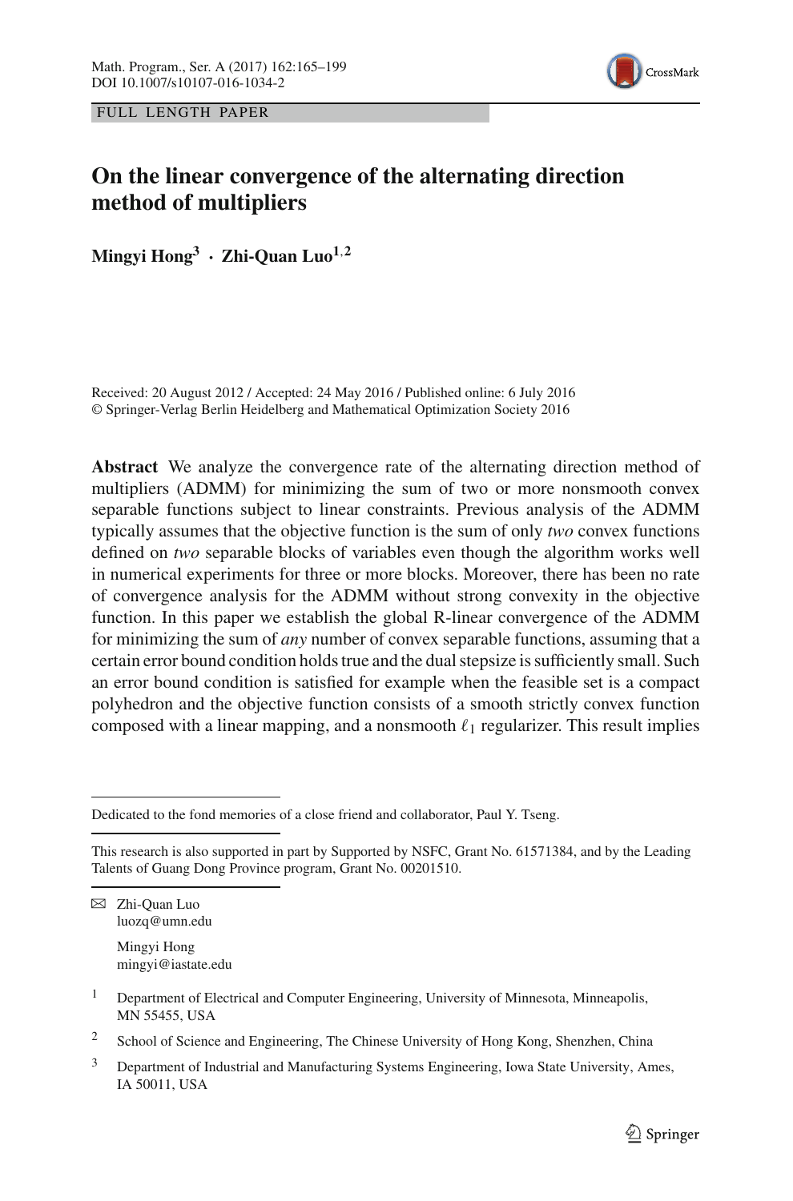FULL LENGTH PAPER

# On the linear convergence of the alternating direction method of multipliers

**Mingyi Hong[3] · Zhi-Quan Luo[1,2]**

Received: 20 August 2012 / Accepted: 24 May 2016 / Published online: 6 July 2016
© Springer-Verlag Berlin Heidelberg and Mathematical Optimization Society 2016

**Abstract** We analyze the convergence rate of the alternating direction method of multipliers (ADMM) for minimizing the sum of two or more nonsmooth convex separable functions subject to linear constraints. Previous analysis of the ADMM typically assumes that the objective function is the sum of only *two* convex functions defined on *two* separable blocks of variables even though the algorithm works well in numerical experiments for three or more blocks. Moreover, there has been no rate of convergence analysis for the ADMM without strong convexity in the objective function. In this paper we establish the global R-linear convergence of the ADMM for minimizing the sum of *any* number of convex separable functions, assuming that a certain error bound condition holds true and the dual stepsize is sufficiently small. Such an error bound condition is satisfied for example when the feasible set is a compact polyhedron and the objective function consists of a smooth strictly convex function composed with a linear mapping, and a nonsmooth $\ell_1$ regularizer. This result implies

---

Dedicated to the fond memories of a close friend and collaborator, Paul Y. Tseng.

This research is also supported in part by Supported by NSFC, Grant No. 61571384, and by the Leading Talents of Guang Dong Province program, Grant No. 00201510.

✉ Zhi-Quan Luo
luozq@umn.edu

Mingyi Hong
mingyi@iastate.edu

[1] Department of Electrical and Computer Engineering, University of Minnesota, Minneapolis, MN 55455, USA

[2] School of Science and Engineering, The Chinese University of Hong Kong, Shenzhen, China

[3] Department of Industrial and Manufacturing Systems Engineering, Iowa State University, Ames, IA 50011, USA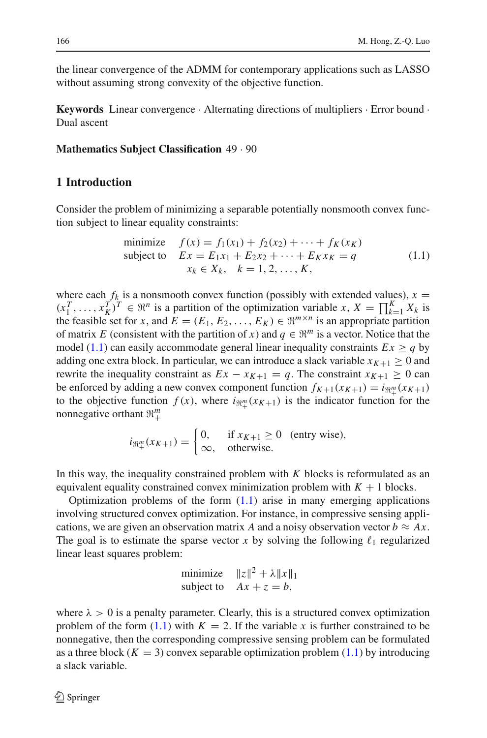the linear convergence of the ADMM for contemporary applications such as LASSO without assuming strong convexity of the objective function.

**Keywords** Linear convergence · Alternating directions of multipliers · Error bound · Dual ascent

**Mathematics Subject Classification** 49 · 90

## 1 Introduction

Consider the problem of minimizing a separable potentially nonsmooth convex function subject to linear equality constraints:

$$
\begin{array}{ll}
\text{minimize} & f(x) = f_1(x_1) + f_2(x_2) + \cdots + f_K(x_K) \\
\text{subject to} & Ex = E_1x_1 + E_2x_2 + \cdots + E_Kx_K = q \\
& x_k \in X_k, \quad k = 1, 2, \ldots, K,
\end{array}
\tag{1.1}
$$

where each $f_k$ is a nonsmooth convex function (possibly with extended values), $x = (x_1^T, \ldots, x_K^T)^T \in \Re^n$ is a partition of the optimization variable $x$, $X = \prod_{k=1}^K X_k$ is the feasible set for $x$, and $E = (E_1, E_2, \ldots, E_K) \in \Re^{m\times n}$ is an appropriate partition of matrix $E$ (consistent with the partition of $x$) and $q \in \Re^m$ is a vector. Notice that the model (1.1) can easily accommodate general linear inequality constraints $Ex \ge q$ by adding one extra block. In particular, we can introduce a slack variable $x_{K+1} \ge 0$ and rewrite the inequality constraint as $Ex - x_{K+1} = q$. The constraint $x_{K+1} \ge 0$ can be enforced by adding a new convex component function $f_{K+1}(x_{K+1}) = i_{\Re^m_+}(x_{K+1})$ to the objective function $f(x)$, where $i_{\Re^m_+}(x_{K+1})$ is the indicator function for the nonnegative orthant $\Re^m_+$

$$
i_{\Re^m_+}(x_{K+1}) = \begin{cases} 0, & \text{if } x_{K+1} \ge 0 \quad \text{(entry wise)}, \\ \infty, & \text{otherwise.} \end{cases}
$$

In this way, the inequality constrained problem with $K$ blocks is reformulated as an equivalent equality constrained convex minimization problem with $K + 1$ blocks.

Optimization problems of the form (1.1) arise in many emerging applications involving structured convex optimization. For instance, in compressive sensing applications, we are given an observation matrix $A$ and a noisy observation vector $b \approx Ax$. The goal is to estimate the sparse vector $x$ by solving the following $\ell_1$ regularized linear least squares problem:

$$
\begin{array}{ll}
\text{minimize} & \|z\|^2 + \lambda\|x\|_1 \\
\text{subject to} & Ax + z = b,
\end{array}
$$

where $\lambda > 0$ is a penalty parameter. Clearly, this is a structured convex optimization problem of the form (1.1) with $K = 2$. If the variable $x$ is further constrained to be nonnegative, then the corresponding compressive sensing problem can be formulated as a three block ($K = 3$) convex separable optimization problem (1.1) by introducing a slack variable.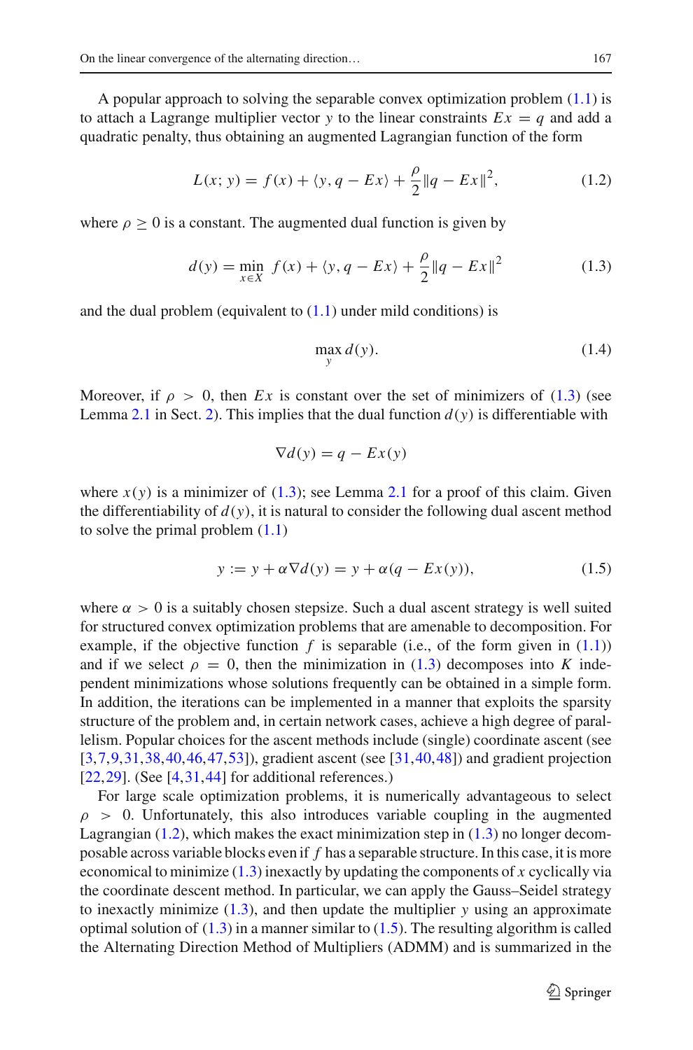A popular approach to solving the separable convex optimization problem (1.1) is to attach a Lagrange multiplier vector $y$ to the linear constraints $Ex = q$ and add a quadratic penalty, thus obtaining an augmented Lagrangian function of the form

$$L(x; y) = f(x) + \langle y, q - Ex \rangle + \frac{\rho}{2}\|q - Ex\|^2, \tag{1.2}$$

where $\rho \geq 0$ is a constant. The augmented dual function is given by

$$d(y) = \min_{x \in X} \; f(x) + \langle y, q - Ex \rangle + \frac{\rho}{2}\|q - Ex\|^2 \tag{1.3}$$

and the dual problem (equivalent to (1.1) under mild conditions) is

$$\max_{y} d(y). \tag{1.4}$$

Moreover, if $\rho > 0$, then $Ex$ is constant over the set of minimizers of (1.3) (see Lemma 2.1 in Sect. 2). This implies that the dual function $d(y)$ is differentiable with

$$\nabla d(y) = q - Ex(y)$$

where $x(y)$ is a minimizer of (1.3); see Lemma 2.1 for a proof of this claim. Given the differentiability of $d(y)$, it is natural to consider the following dual ascent method to solve the primal problem (1.1)

$$y := y + \alpha \nabla d(y) = y + \alpha(q - Ex(y)), \tag{1.5}$$

where $\alpha > 0$ is a suitably chosen stepsize. Such a dual ascent strategy is well suited for structured convex optimization problems that are amenable to decomposition. For example, if the objective function $f$ is separable (i.e., of the form given in (1.1)) and if we select $\rho = 0$, then the minimization in (1.3) decomposes into $K$ independent minimizations whose solutions frequently can be obtained in a simple form. In addition, the iterations can be implemented in a manner that exploits the sparsity structure of the problem and, in certain network cases, achieve a high degree of parallelism. Popular choices for the ascent methods include (single) coordinate ascent (see [3,7,9,31,38,40,46,47,53]), gradient ascent (see [31,40,48]) and gradient projection [22,29]. (See [4,31,44] for additional references.)

For large scale optimization problems, it is numerically advantageous to select $\rho > 0$. Unfortunately, this also introduces variable coupling in the augmented Lagrangian (1.2), which makes the exact minimization step in (1.3) no longer decomposable across variable blocks even if $f$ has a separable structure. In this case, it is more economical to minimize (1.3) inexactly by updating the components of $x$ cyclically via the coordinate descent method. In particular, we can apply the Gauss–Seidel strategy to inexactly minimize (1.3), and then update the multiplier $y$ using an approximate optimal solution of (1.3) in a manner similar to (1.5). The resulting algorithm is called the Alternating Direction Method of Multipliers (ADMM) and is summarized in the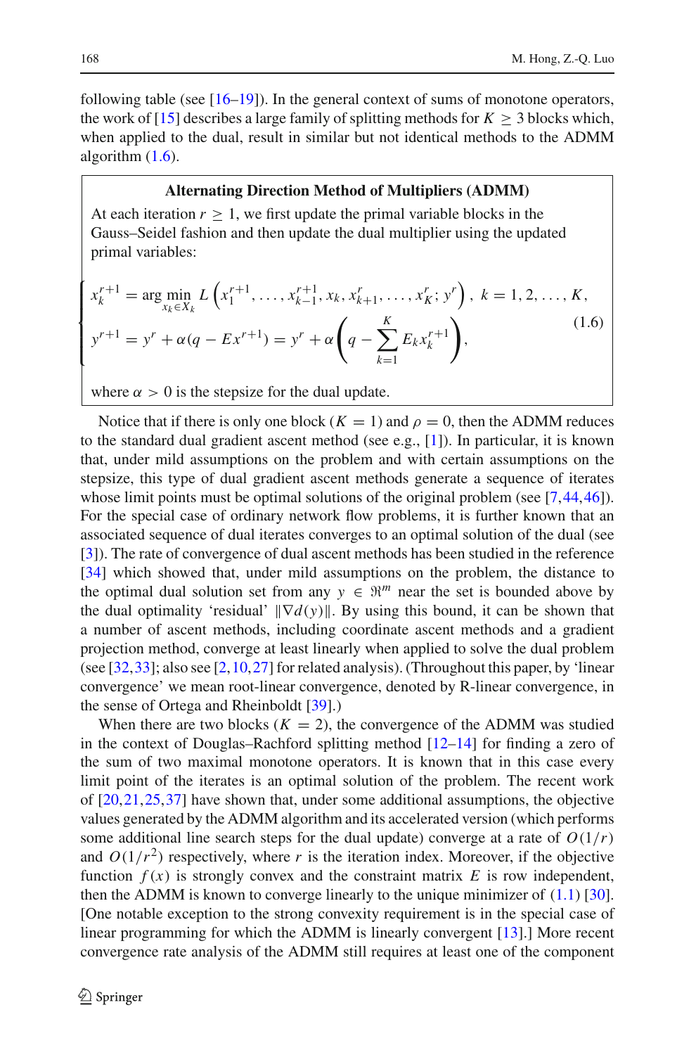following table (see [16–19]). In the general context of sums of monotone operators, the work of [15] describes a large family of splitting methods for $K \geq 3$ blocks which, when applied to the dual, result in similar but not identical methods to the ADMM algorithm (1.6).

**Alternating Direction Method of Multipliers (ADMM)**

At each iteration $r \geq 1$, we first update the primal variable blocks in the Gauss–Seidel fashion and then update the dual multiplier using the updated primal variables:

$$
\begin{cases}
x_k^{r+1} = \arg\min_{x_k \in X_k} L\left(x_1^{r+1}, \ldots, x_{k-1}^{r+1}, x_k, x_{k+1}^r, \ldots, x_K^r; y^r\right), \; k = 1, 2, \ldots, K, \\
y^{r+1} = y^r + \alpha(q - Ex^{r+1}) = y^r + \alpha\left(q - \sum_{k=1}^{K} E_k x_k^{r+1}\right),
\end{cases}
\tag{1.6}
$$

where $\alpha > 0$ is the stepsize for the dual update.

Notice that if there is only one block ($K = 1$) and $\rho = 0$, then the ADMM reduces to the standard dual gradient ascent method (see e.g., [1]). In particular, it is known that, under mild assumptions on the problem and with certain assumptions on the stepsize, this type of dual gradient ascent methods generate a sequence of iterates whose limit points must be optimal solutions of the original problem (see [7,44,46]). For the special case of ordinary network flow problems, it is further known that an associated sequence of dual iterates converges to an optimal solution of the dual (see [3]). The rate of convergence of dual ascent methods has been studied in the reference [34] which showed that, under mild assumptions on the problem, the distance to the optimal dual solution set from any $y \in \Re^m$ near the set is bounded above by the dual optimality 'residual' $\|\nabla d(y)\|$. By using this bound, it can be shown that a number of ascent methods, including coordinate ascent methods and a gradient projection method, converge at least linearly when applied to solve the dual problem (see [32,33]; also see [2,10,27] for related analysis). (Throughout this paper, by 'linear convergence' we mean root-linear convergence, denoted by R-linear convergence, in the sense of Ortega and Rheinboldt [39].)

When there are two blocks ($K = 2$), the convergence of the ADMM was studied in the context of Douglas–Rachford splitting method [12–14] for finding a zero of the sum of two maximal monotone operators. It is known that in this case every limit point of the iterates is an optimal solution of the problem. The recent work of [20,21,25,37] have shown that, under some additional assumptions, the objective values generated by the ADMM algorithm and its accelerated version (which performs some additional line search steps for the dual update) converge at a rate of $O(1/r)$ and $O(1/r^2)$ respectively, where $r$ is the iteration index. Moreover, if the objective function $f(x)$ is strongly convex and the constraint matrix $E$ is row independent, then the ADMM is known to converge linearly to the unique minimizer of (1.1) [30]. [One notable exception to the strong convexity requirement is in the special case of linear programming for which the ADMM is linearly convergent [13].] More recent convergence rate analysis of the ADMM still requires at least one of the component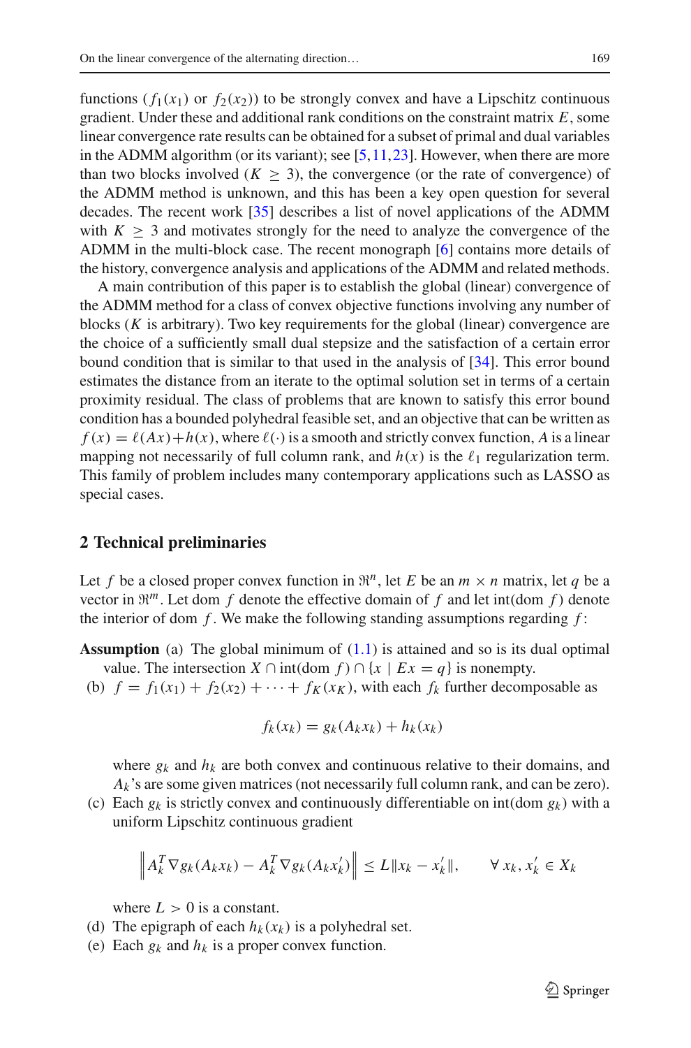functions ($f_1(x_1)$ or $f_2(x_2)$) to be strongly convex and have a Lipschitz continuous gradient. Under these and additional rank conditions on the constraint matrix $E$, some linear convergence rate results can be obtained for a subset of primal and dual variables in the ADMM algorithm (or its variant); see [5,11,23]. However, when there are more than two blocks involved ($K \geq 3$), the convergence (or the rate of convergence) of the ADMM method is unknown, and this has been a key open question for several decades. The recent work [35] describes a list of novel applications of the ADMM with $K \geq 3$ and motivates strongly for the need to analyze the convergence of the ADMM in the multi-block case. The recent monograph [6] contains more details of the history, convergence analysis and applications of the ADMM and related methods.

A main contribution of this paper is to establish the global (linear) convergence of the ADMM method for a class of convex objective functions involving any number of blocks ($K$ is arbitrary). Two key requirements for the global (linear) convergence are the choice of a sufficiently small dual stepsize and the satisfaction of a certain error bound condition that is similar to that used in the analysis of [34]. This error bound estimates the distance from an iterate to the optimal solution set in terms of a certain proximity residual. The class of problems that are known to satisfy this error bound condition has a bounded polyhedral feasible set, and an objective that can be written as $f(x) = \ell(Ax) + h(x)$, where $\ell(\cdot)$ is a smooth and strictly convex function, $A$ is a linear mapping not necessarily of full column rank, and $h(x)$ is the $\ell_1$ regularization term. This family of problem includes many contemporary applications such as LASSO as special cases.

## 2 Technical preliminaries

Let $f$ be a closed proper convex function in $\Re^n$, let $E$ be an $m \times n$ matrix, let $q$ be a vector in $\Re^m$. Let dom $f$ denote the effective domain of $f$ and let int(dom $f$) denote the interior of dom $f$. We make the following standing assumptions regarding $f$:

**Assumption** (a) The global minimum of (1.1) is attained and so is its dual optimal value. The intersection $X \cap \text{int}(\text{dom } f) \cap \{x \mid Ex = q\}$ is nonempty.

(b) $f = f_1(x_1) + f_2(x_2) + \cdots + f_K(x_K)$, with each $f_k$ further decomposable as

$$f_k(x_k) = g_k(A_k x_k) + h_k(x_k)$$

where $g_k$ and $h_k$ are both convex and continuous relative to their domains, and $A_k$'s are some given matrices (not necessarily full column rank, and can be zero).

(c) Each $g_k$ is strictly convex and continuously differentiable on int(dom $g_k$) with a uniform Lipschitz continuous gradient

$$\left\| A_k^T \nabla g_k(A_k x_k) - A_k^T \nabla g_k(A_k x_k') \right\| \leq L \|x_k - x_k'\|, \qquad \forall\, x_k, x_k' \in X_k$$

where $L > 0$ is a constant.

(d) The epigraph of each $h_k(x_k)$ is a polyhedral set.

(e) Each $g_k$ and $h_k$ is a proper convex function.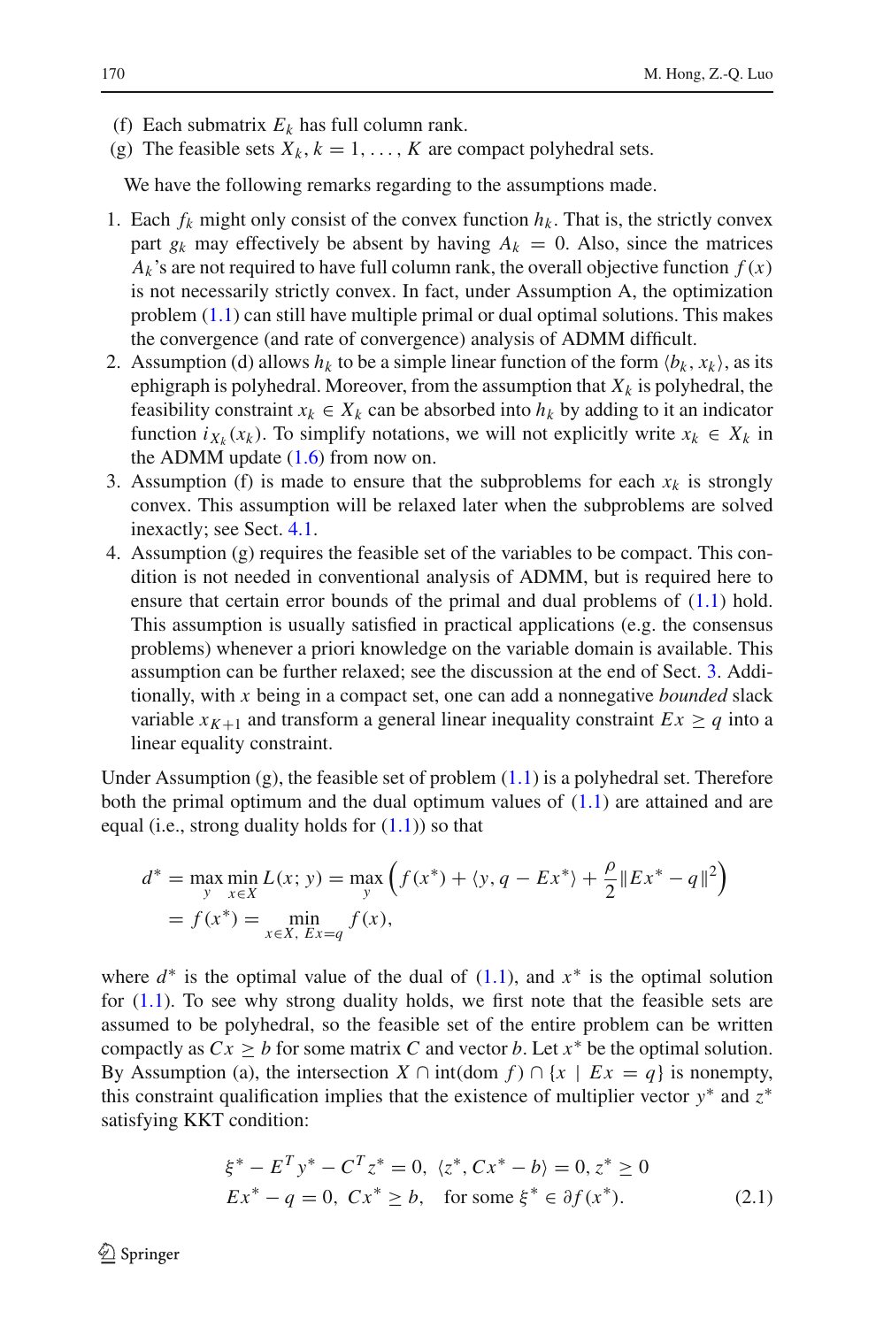(f) Each submatrix $E_k$ has full column rank.

(g) The feasible sets $X_k$, $k = 1, \ldots, K$ are compact polyhedral sets.

We have the following remarks regarding to the assumptions made.

1. Each $f_k$ might only consist of the convex function $h_k$. That is, the strictly convex part $g_k$ may effectively be absent by having $A_k = 0$. Also, since the matrices $A_k$'s are not required to have full column rank, the overall objective function $f(x)$ is not necessarily strictly convex. In fact, under Assumption A, the optimization problem (1.1) can still have multiple primal or dual optimal solutions. This makes the convergence (and rate of convergence) analysis of ADMM difficult.
2. Assumption (d) allows $h_k$ to be a simple linear function of the form $\langle b_k, x_k \rangle$, as its ephigraph is polyhedral. Moreover, from the assumption that $X_k$ is polyhedral, the feasibility constraint $x_k \in X_k$ can be absorbed into $h_k$ by adding to it an indicator function $i_{X_k}(x_k)$. To simplify notations, we will not explicitly write $x_k \in X_k$ in the ADMM update (1.6) from now on.
3. Assumption (f) is made to ensure that the subproblems for each $x_k$ is strongly convex. This assumption will be relaxed later when the subproblems are solved inexactly; see Sect. 4.1.
4. Assumption (g) requires the feasible set of the variables to be compact. This condition is not needed in conventional analysis of ADMM, but is required here to ensure that certain error bounds of the primal and dual problems of (1.1) hold. This assumption is usually satisfied in practical applications (e.g. the consensus problems) whenever a priori knowledge on the variable domain is available. This assumption can be further relaxed; see the discussion at the end of Sect. 3. Additionally, with $x$ being in a compact set, one can add a nonnegative *bounded* slack variable $x_{K+1}$ and transform a general linear inequality constraint $Ex \ge q$ into a linear equality constraint.

Under Assumption (g), the feasible set of problem (1.1) is a polyhedral set. Therefore both the primal optimum and the dual optimum values of (1.1) are attained and are equal (i.e., strong duality holds for (1.1)) so that

$$
\begin{aligned}
d^* &= \max_{y} \min_{x \in X} L(x; y) = \max_{y} \left( f(x^*) + \langle y, q - Ex^* \rangle + \frac{\rho}{2} \|Ex^* - q\|^2 \right) \\
&= f(x^*) = \min_{x \in X,\ Ex = q} f(x),
\end{aligned}
$$

where $d^*$ is the optimal value of the dual of (1.1), and $x^*$ is the optimal solution for (1.1). To see why strong duality holds, we first note that the feasible sets are assumed to be polyhedral, so the feasible set of the entire problem can be written compactly as $Cx \ge b$ for some matrix $C$ and vector $b$. Let $x^*$ be the optimal solution. By Assumption (a), the intersection $X \cap \mathrm{int}(\mathrm{dom}\, f) \cap \{x \mid Ex = q\}$ is nonempty, this constraint qualification implies that the existence of multiplier vector $y^*$ and $z^*$ satisfying KKT condition:

$$
\begin{aligned}
&\xi^* - E^T y^* - C^T z^* = 0,\ \ \langle z^*, Cx^* - b \rangle = 0,\ z^* \ge 0 \\
&Ex^* - q = 0,\ Cx^* \ge b, \quad \text{for some } \xi^* \in \partial f(x^*).
\end{aligned}
\tag{2.1}
$$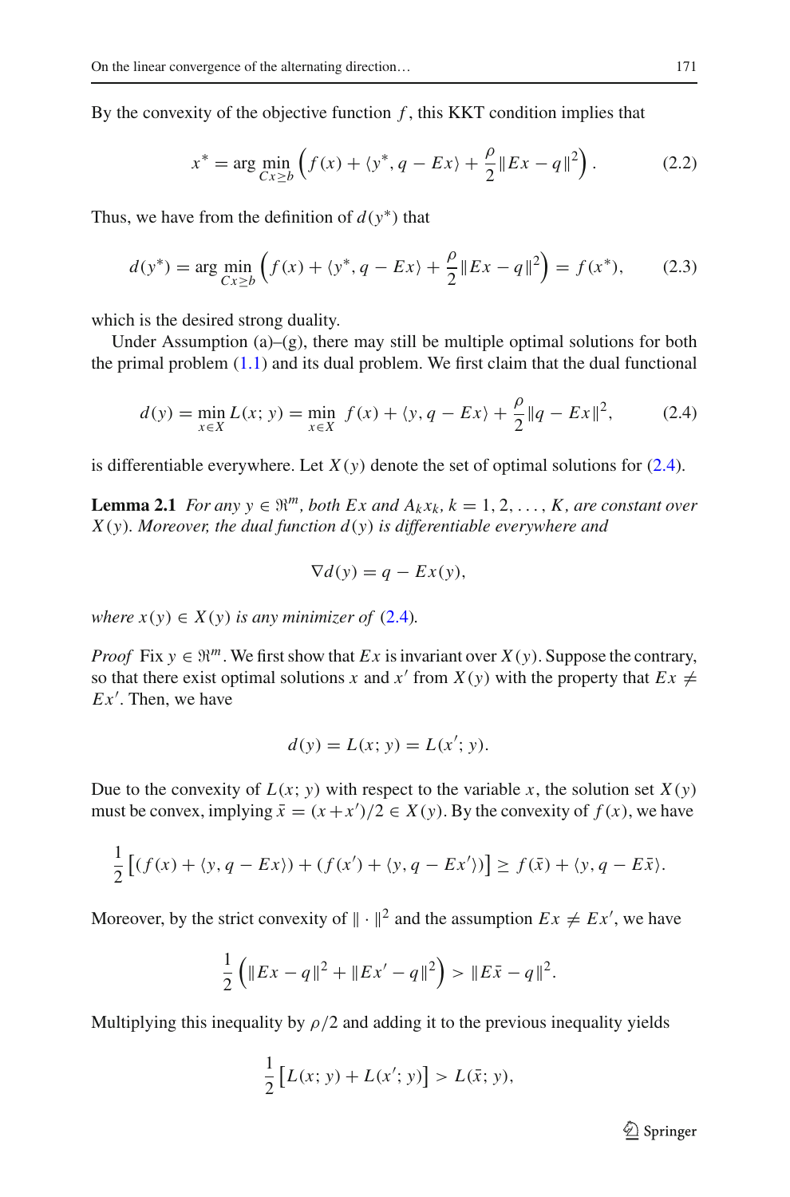By the convexity of the objective function $f$, this KKT condition implies that

$$x^* = \arg \min_{Cx \geq b} \left( f(x) + \langle y^*, q - Ex \rangle + \frac{\rho}{2} \|Ex - q\|^2 \right). \tag{2.2}$$

Thus, we have from the definition of $d(y^*)$ that

$$d(y^*) = \arg \min_{Cx \geq b} \left( f(x) + \langle y^*, q - Ex \rangle + \frac{\rho}{2} \|Ex - q\|^2 \right) = f(x^*), \tag{2.3}$$

which is the desired strong duality.

Under Assumption (a)–(g), there may still be multiple optimal solutions for both the primal problem (1.1) and its dual problem. We first claim that the dual functional

$$d(y) = \min_{x \in X} L(x; y) = \min_{x \in X} \ f(x) + \langle y, q - Ex \rangle + \frac{\rho}{2} \|q - Ex\|^2, \tag{2.4}$$

is differentiable everywhere. Let $X(y)$ denote the set of optimal solutions for (2.4).

**Lemma 2.1** *For any $y \in \Re^m$, both $Ex$ and $A_k x_k$, $k = 1, 2, \ldots, K$, are constant over $X(y)$. Moreover, the dual function $d(y)$ is differentiable everywhere and*

$$\nabla d(y) = q - Ex(y),$$

*where $x(y) \in X(y)$ is any minimizer of (2.4).*

*Proof* Fix $y \in \Re^m$. We first show that $Ex$ is invariant over $X(y)$. Suppose the contrary, so that there exist optimal solutions $x$ and $x'$ from $X(y)$ with the property that $Ex \neq Ex'$. Then, we have

$$d(y) = L(x; y) = L(x'; y).$$

Due to the convexity of $L(x; y)$ with respect to the variable $x$, the solution set $X(y)$ must be convex, implying $\bar{x} = (x + x')/2 \in X(y)$. By the convexity of $f(x)$, we have

$$\frac{1}{2} \left[ (f(x) + \langle y, q - Ex \rangle) + (f(x') + \langle y, q - Ex' \rangle) \right] \geq f(\bar{x}) + \langle y, q - E\bar{x} \rangle.$$

Moreover, by the strict convexity of $\| \cdot \|^2$ and the assumption $Ex \neq Ex'$, we have

$$\frac{1}{2} \left( \|Ex - q\|^2 + \|Ex' - q\|^2 \right) > \|E\bar{x} - q\|^2.$$

Multiplying this inequality by $\rho/2$ and adding it to the previous inequality yields

$$\frac{1}{2} \left[ L(x; y) + L(x'; y) \right] > L(\bar{x}; y),$$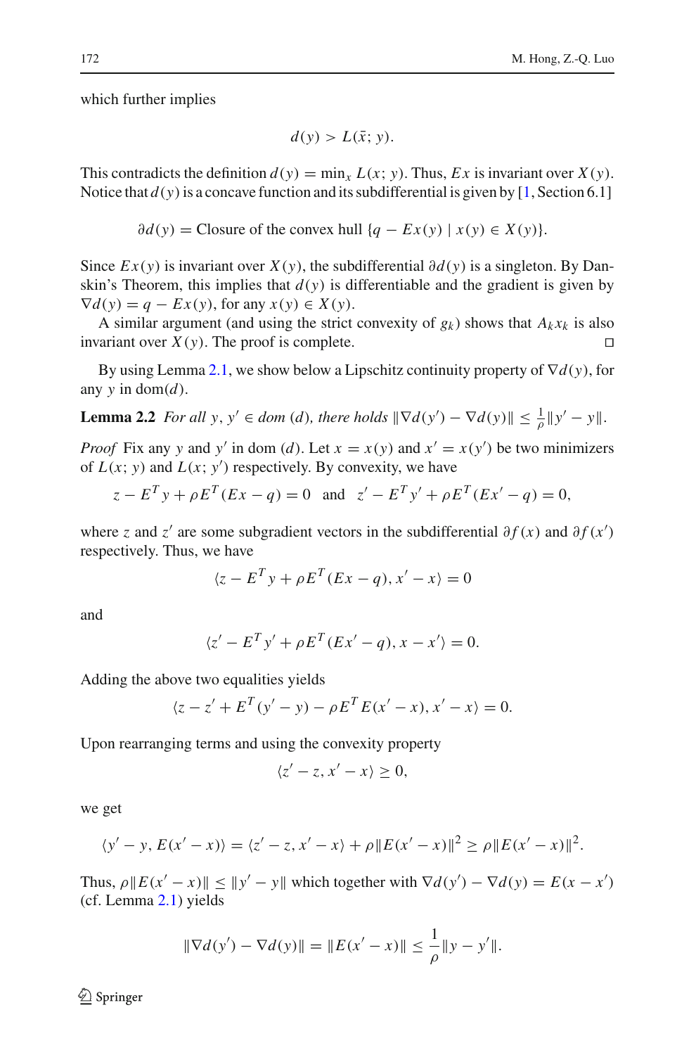which further implies

$$d(y) > L(\bar{x}; y).$$

This contradicts the definition $d(y) = \min_x L(x; y)$. Thus, $Ex$ is invariant over $X(y)$. Notice that $d(y)$ is a concave function and its subdifferential is given by [1, Section 6.1]

$$\partial d(y) = \text{Closure of the convex hull } \{q - Ex(y) \mid x(y) \in X(y)\}.$$

Since $Ex(y)$ is invariant over $X(y)$, the subdifferential $\partial d(y)$ is a singleton. By Danskin's Theorem, this implies that $d(y)$ is differentiable and the gradient is given by $\nabla d(y) = q - Ex(y)$, for any $x(y) \in X(y)$.

A similar argument (and using the strict convexity of $g_k$) shows that $A_k x_k$ is also invariant over $X(y)$. The proof is complete. □

By using Lemma 2.1, we show below a Lipschitz continuity property of $\nabla d(y)$, for any $y$ in dom$(d)$.

**Lemma 2.2** *For all $y, y' \in$ dom $(d)$, there holds $\|\nabla d(y') - \nabla d(y)\| \le \frac{1}{\rho}\|y' - y\|$.*

*Proof* Fix any $y$ and $y'$ in dom $(d)$. Let $x = x(y)$ and $x' = x(y')$ be two minimizers of $L(x; y)$ and $L(x; y')$ respectively. By convexity, we have

$$z - E^T y + \rho E^T(Ex - q) = 0 \quad \text{and} \quad z' - E^T y' + \rho E^T(Ex' - q) = 0,$$

where $z$ and $z'$ are some subgradient vectors in the subdifferential $\partial f(x)$ and $\partial f(x')$ respectively. Thus, we have

$$\langle z - E^T y + \rho E^T(Ex - q), x' - x\rangle = 0$$

and

$$\langle z' - E^T y' + \rho E^T(Ex' - q), x - x'\rangle = 0.$$

Adding the above two equalities yields

$$\langle z - z' + E^T(y' - y) - \rho E^T E(x' - x), x' - x\rangle = 0.$$

Upon rearranging terms and using the convexity property

$$\langle z' - z, x' - x\rangle \ge 0,$$

we get

$$\langle y' - y, E(x' - x)\rangle = \langle z' - z, x' - x\rangle + \rho\|E(x' - x)\|^2 \ge \rho\|E(x' - x)\|^2.$$

Thus, $\rho\|E(x' - x)\| \le \|y' - y\|$ which together with $\nabla d(y') - \nabla d(y) = E(x - x')$ (cf. Lemma 2.1) yields

$$\|\nabla d(y') - \nabla d(y)\| = \|E(x' - x)\| \le \frac{1}{\rho}\|y - y'\|.$$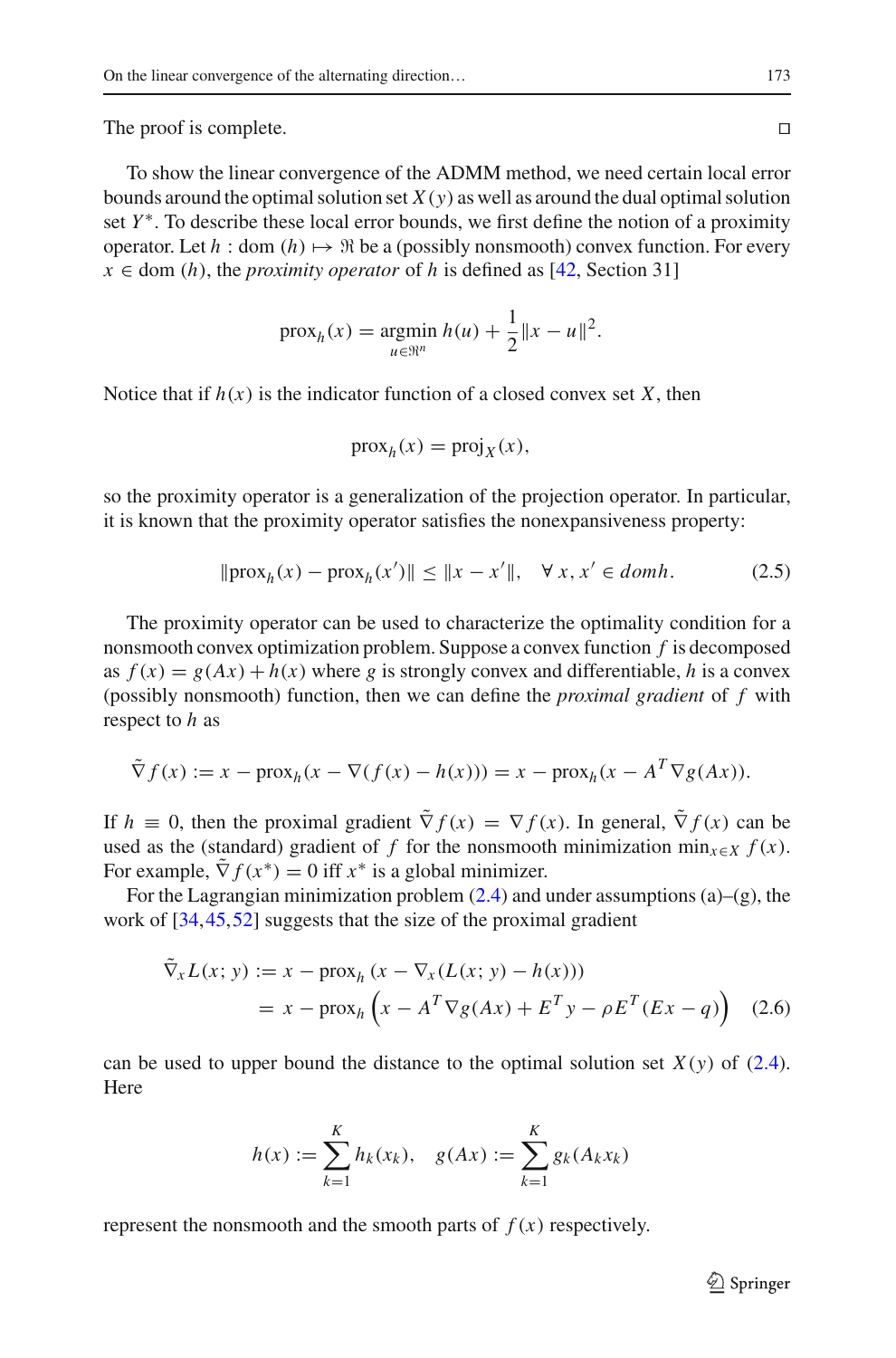The proof is complete. □

To show the linear convergence of the ADMM method, we need certain local error bounds around the optimal solution set $X(y)$ as well as around the dual optimal solution set $Y^*$. To describe these local error bounds, we first define the notion of a proximity operator. Let $h : \text{dom}\,(h) \mapsto \Re$ be a (possibly nonsmooth) convex function. For every $x \in \text{dom}\,(h)$, the *proximity operator* of $h$ is defined as [42, Section 31]

$$\text{prox}_h(x) = \underset{u \in \Re^n}{\text{argmin}}\; h(u) + \frac{1}{2}\|x - u\|^2.$$

Notice that if $h(x)$ is the indicator function of a closed convex set $X$, then

$$\text{prox}_h(x) = \text{proj}_X(x),$$

so the proximity operator is a generalization of the projection operator. In particular, it is known that the proximity operator satisfies the nonexpansiveness property:

$$\|\text{prox}_h(x) - \text{prox}_h(x')\| \le \|x - x'\|, \quad \forall\, x, x' \in dom h. \tag{2.5}$$

The proximity operator can be used to characterize the optimality condition for a nonsmooth convex optimization problem. Suppose a convex function $f$ is decomposed as $f(x) = g(Ax) + h(x)$ where $g$ is strongly convex and differentiable, $h$ is a convex (possibly nonsmooth) function, then we can define the *proximal gradient* of $f$ with respect to $h$ as

$$\tilde{\nabla} f(x) := x - \text{prox}_h(x - \nabla(f(x) - h(x))) = x - \text{prox}_h(x - A^T \nabla g(Ax)).$$

If $h \equiv 0$, then the proximal gradient $\tilde{\nabla} f(x) = \nabla f(x)$. In general, $\tilde{\nabla} f(x)$ can be used as the (standard) gradient of $f$ for the nonsmooth minimization $\min_{x \in X} f(x)$. For example, $\tilde{\nabla} f(x^*) = 0$ iff $x^*$ is a global minimizer.

For the Lagrangian minimization problem (2.4) and under assumptions (a)–(g), the work of [34,45,52] suggests that the size of the proximal gradient

$$\begin{aligned}
\tilde{\nabla}_x L(x; y) &:= x - \text{prox}_h\left(x - \nabla_x(L(x; y) - h(x))\right) \\
&= x - \text{prox}_h\left(x - A^T \nabla g(Ax) + E^T y - \rho E^T(Ex - q)\right)
\end{aligned} \tag{2.6}$$

can be used to upper bound the distance to the optimal solution set $X(y)$ of (2.4). Here

$$h(x) := \sum_{k=1}^{K} h_k(x_k), \quad g(Ax) := \sum_{k=1}^{K} g_k(A_k x_k)$$

represent the nonsmooth and the smooth parts of $f(x)$ respectively.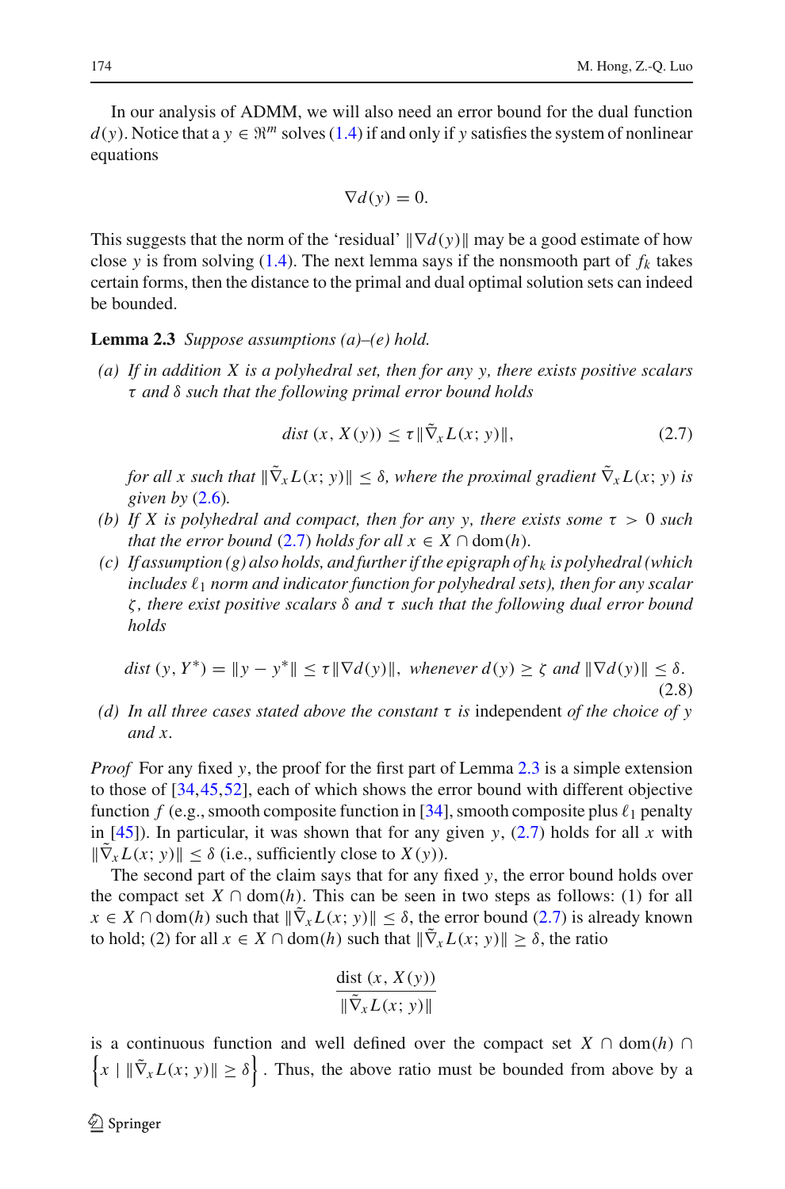In our analysis of ADMM, we will also need an error bound for the dual function $d(y)$. Notice that a $y \in \Re^m$ solves (1.4) if and only if $y$ satisfies the system of nonlinear equations

$$\nabla d(y) = 0.$$

This suggests that the norm of the 'residual' $\|\nabla d(y)\|$ may be a good estimate of how close $y$ is from solving (1.4). The next lemma says if the nonsmooth part of $f_k$ takes certain forms, then the distance to the primal and dual optimal solution sets can indeed be bounded.

**Lemma 2.3** *Suppose assumptions (a)–(e) hold.*

*(a) If in addition $X$ is a polyhedral set, then for any $y$, there exists positive scalars $\tau$ and $\delta$ such that the following primal error bound holds*

$$\text{dist}\,(x, X(y)) \leq \tau \|\tilde{\nabla}_x L(x; y)\|, \tag{2.7}$$

*for all $x$ such that $\|\tilde{\nabla}_x L(x; y)\| \leq \delta$, where the proximal gradient $\tilde{\nabla}_x L(x; y)$ is given by (2.6).*

*(b) If $X$ is polyhedral and compact, then for any $y$, there exists some $\tau > 0$ such that the error bound (2.7) holds for all $x \in X \cap \text{dom}(h)$.*

*(c) If assumption (g) also holds, and further if the epigraph of $h_k$ is polyhedral (which includes $\ell_1$ norm and indicator function for polyhedral sets), then for any scalar $\zeta$, there exist positive scalars $\delta$ and $\tau$ such that the following dual error bound holds*

$$\text{dist}\,(y, Y^*) = \|y - y^*\| \leq \tau \|\nabla d(y)\|, \text{ whenever } d(y) \geq \zeta \text{ and } \|\nabla d(y)\| \leq \delta. \tag{2.8}$$

*(d) In all three cases stated above the constant $\tau$ is* independent *of the choice of $y$ and $x$.*

*Proof* For any fixed $y$, the proof for the first part of Lemma 2.3 is a simple extension to those of [34,45,52], each of which shows the error bound with different objective function $f$ (e.g., smooth composite function in [34], smooth composite plus $\ell_1$ penalty in [45]). In particular, it was shown that for any given $y$, (2.7) holds for all $x$ with $\|\tilde{\nabla}_x L(x; y)\| \leq \delta$ (i.e., sufficiently close to $X(y)$).

The second part of the claim says that for any fixed $y$, the error bound holds over the compact set $X \cap \text{dom}(h)$. This can be seen in two steps as follows: (1) for all $x \in X \cap \text{dom}(h)$ such that $\|\tilde{\nabla}_x L(x; y)\| \leq \delta$, the error bound (2.7) is already known to hold; (2) for all $x \in X \cap \text{dom}(h)$ such that $\|\tilde{\nabla}_x L(x; y)\| \geq \delta$, the ratio

$$\frac{\text{dist}\,(x, X(y))}{\|\tilde{\nabla}_x L(x; y)\|}$$

is a continuous function and well defined over the compact set $X \cap \text{dom}(h) \cap \left\{x \mid \|\tilde{\nabla}_x L(x; y)\| \geq \delta\right\}$. Thus, the above ratio must be bounded from above by a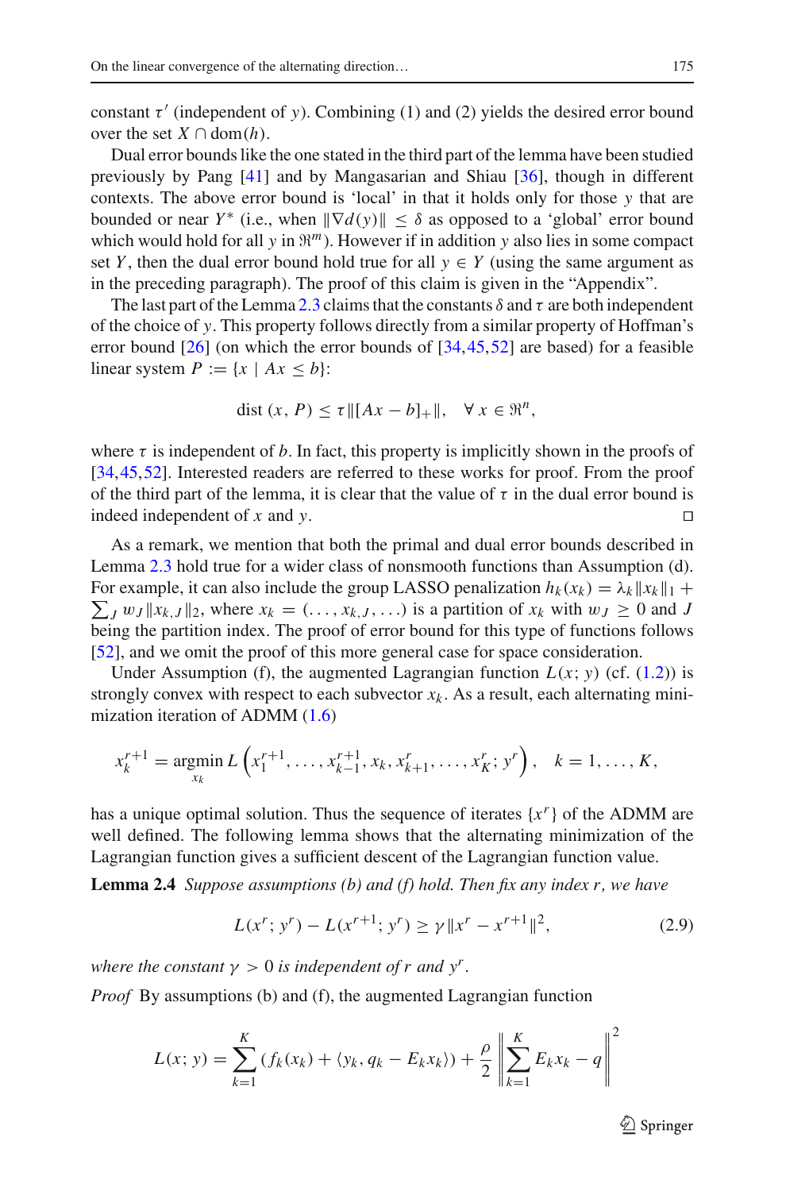constant $\tau'$ (independent of $y$). Combining (1) and (2) yields the desired error bound over the set $X \cap \mathrm{dom}(h)$.

Dual error bounds like the one stated in the third part of the lemma have been studied previously by Pang [41] and by Mangasarian and Shiau [36], though in different contexts. The above error bound is 'local' in that it holds only for those $y$ that are bounded or near $Y^*$ (i.e., when $\|\nabla d(y)\| \le \delta$ as opposed to a 'global' error bound which would hold for all $y$ in $\Re^m$). However if in addition $y$ also lies in some compact set $Y$, then the dual error bound hold true for all $y \in Y$ (using the same argument as in the preceding paragraph). The proof of this claim is given in the "Appendix".

The last part of the Lemma 2.3 claims that the constants $\delta$ and $\tau$ are both independent of the choice of $y$. This property follows directly from a similar property of Hoffman's error bound [26] (on which the error bounds of [34,45,52] are based) for a feasible linear system $P := \{x \mid Ax \le b\}$:

$$\mathrm{dist}\,(x, P) \le \tau \|[Ax - b]_+\|, \quad \forall\, x \in \Re^n,$$

where $\tau$ is independent of $b$. In fact, this property is implicitly shown in the proofs of [34,45,52]. Interested readers are referred to these works for proof. From the proof of the third part of the lemma, it is clear that the value of $\tau$ in the dual error bound is indeed independent of $x$ and $y$. □

As a remark, we mention that both the primal and dual error bounds described in Lemma 2.3 hold true for a wider class of nonsmooth functions than Assumption (d). For example, it can also include the group LASSO penalization $h_k(x_k) = \lambda_k \|x_k\|_1 + \sum_J w_J \|x_{k,J}\|_2$, where $x_k = (\ldots, x_{k,J}, \ldots)$ is a partition of $x_k$ with $w_J \ge 0$ and $J$ being the partition index. The proof of error bound for this type of functions follows [52], and we omit the proof of this more general case for space consideration.

Under Assumption (f), the augmented Lagrangian function $L(x; y)$ (cf. (1.2)) is strongly convex with respect to each subvector $x_k$. As a result, each alternating minimization iteration of ADMM (1.6)

$$x_k^{r+1} = \operatorname*{argmin}_{x_k} L\left(x_1^{r+1}, \ldots, x_{k-1}^{r+1}, x_k, x_{k+1}^r, \ldots, x_K^r; y^r\right), \quad k = 1, \ldots, K,$$

has a unique optimal solution. Thus the sequence of iterates $\{x^r\}$ of the ADMM are well defined. The following lemma shows that the alternating minimization of the Lagrangian function gives a sufficient descent of the Lagrangian function value.

**Lemma 2.4** *Suppose assumptions (b) and (f) hold. Then fix any index $r$, we have*

$$L(x^r; y^r) - L(x^{r+1}; y^r) \ge \gamma \|x^r - x^{r+1}\|^2, \tag{2.9}$$

*where the constant $\gamma > 0$ is independent of $r$ and $y^r$.*

*Proof* By assumptions (b) and (f), the augmented Lagrangian function

$$L(x; y) = \sum_{k=1}^K (f_k(x_k) + \langle y_k, q_k - E_k x_k \rangle) + \frac{\rho}{2} \left\| \sum_{k=1}^K E_k x_k - q \right\|^2$$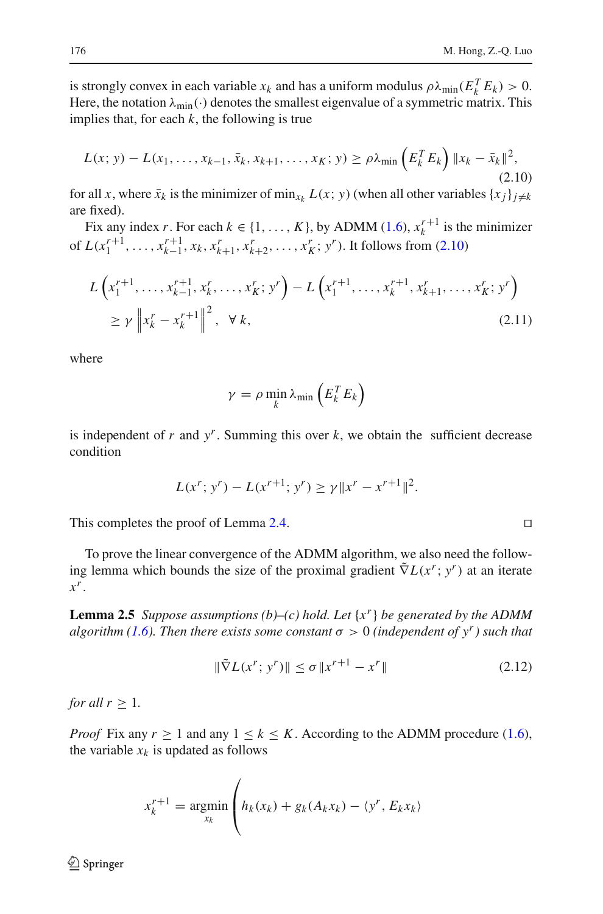is strongly convex in each variable $x_k$ and has a uniform modulus $\rho\lambda_{\min}(E_k^T E_k) > 0$. Here, the notation $\lambda_{\min}(\cdot)$ denotes the smallest eigenvalue of a symmetric matrix. This implies that, for each $k$, the following is true

$$L(x; y) - L(x_1, \ldots, x_{k-1}, \bar{x}_k, x_{k+1}, \ldots, x_K; y) \geq \rho\lambda_{\min}\left(E_k^T E_k\right) \|x_k - \bar{x}_k\|^2, \tag{2.10}$$

for all $x$, where $\bar{x}_k$ is the minimizer of $\min_{x_k} L(x; y)$ (when all other variables $\{x_j\}_{j\neq k}$ are fixed).

Fix any index $r$. For each $k \in \{1, \ldots, K\}$, by ADMM (1.6), $x_k^{r+1}$ is the minimizer of $L(x_1^{r+1}, \ldots, x_{k-1}^{r+1}, x_k, x_{k+1}^r, x_{k+2}^r, \ldots, x_K^r; y^r)$. It follows from (2.10)

$$\begin{aligned} &L\left(x_1^{r+1}, \ldots, x_{k-1}^{r+1}, x_k^r, \ldots, x_K^r; y^r\right) - L\left(x_1^{r+1}, \ldots, x_k^{r+1}, x_{k+1}^r, \ldots, x_K^r; y^r\right) \\ &\quad \geq \gamma \left\| x_k^r - x_k^{r+1} \right\|^2, \quad \forall\, k, \end{aligned} \tag{2.11}$$

where

$$\gamma = \rho \min_k \lambda_{\min}\left(E_k^T E_k\right)$$

is independent of $r$ and $y^r$. Summing this over $k$, we obtain the sufficient decrease condition

$$L(x^r; y^r) - L(x^{r+1}; y^r) \geq \gamma \|x^r - x^{r+1}\|^2.$$

This completes the proof of Lemma 2.4. □

To prove the linear convergence of the ADMM algorithm, we also need the following lemma which bounds the size of the proximal gradient $\tilde{\nabla} L(x^r; y^r)$ at an iterate $x^r$.

**Lemma 2.5** *Suppose assumptions (b)–(c) hold. Let $\{x^r\}$ be generated by the ADMM algorithm (1.6). Then there exists some constant $\sigma > 0$ (independent of $y^r$) such that*

$$\|\tilde{\nabla} L(x^r; y^r)\| \leq \sigma \|x^{r+1} - x^r\| \tag{2.12}$$

*for all $r \geq 1$.*

*Proof* Fix any $r \geq 1$ and any $1 \leq k \leq K$. According to the ADMM procedure (1.6), the variable $x_k$ is updated as follows

$$x_k^{r+1} = \underset{x_k}{\operatorname{argmin}} \left( h_k(x_k) + g_k(A_k x_k) - \langle y^r, E_k x_k \rangle \right.$$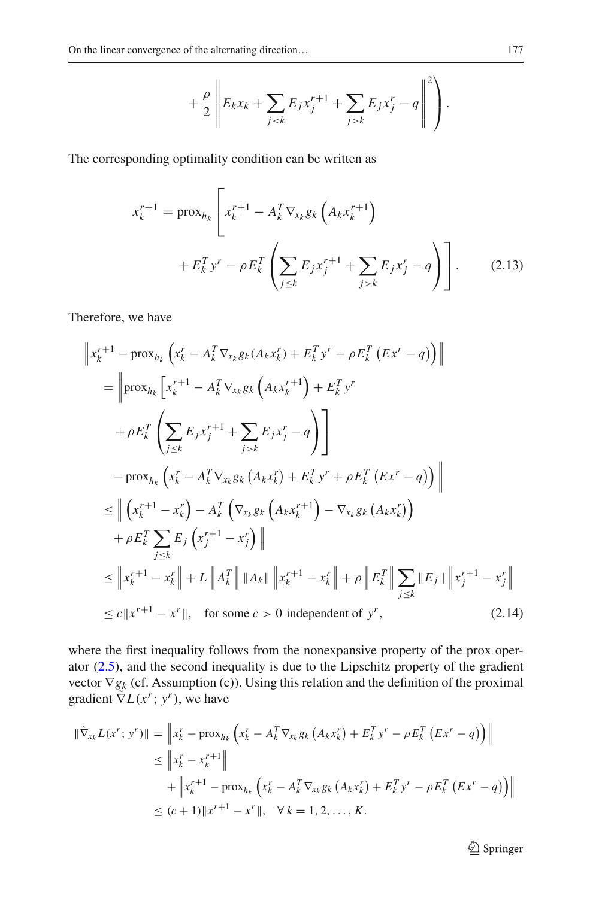$$+ \frac{\rho}{2} \left\| E_k x_k + \sum_{j<k} E_j x_j^{r+1} + \sum_{j>k} E_j x_j^r - q \right\|^2 \Bigg).$$

The corresponding optimality condition can be written as

$$x_k^{r+1} = \text{prox}_{h_k} \Bigg[ x_k^{r+1} - A_k^T \nabla_{x_k} g_k \left( A_k x_k^{r+1} \right) + E_k^T y^r - \rho E_k^T \left( \sum_{j \leq k} E_j x_j^{r+1} + \sum_{j>k} E_j x_j^r - q \right) \Bigg]. \tag{2.13}$$

Therefore, we have

$$\begin{aligned}
&\left\| x_k^{r+1} - \text{prox}_{h_k} \left( x_k^r - A_k^T \nabla_{x_k} g_k (A_k x_k^r) + E_k^T y^r - \rho E_k^T \left( E x^r - q \right) \right) \right\| \\
&= \Bigg\| \text{prox}_{h_k} \Bigg[ x_k^{r+1} - A_k^T \nabla_{x_k} g_k \left( A_k x_k^{r+1} \right) + E_k^T y^r \\
&\quad + \rho E_k^T \left( \sum_{j \leq k} E_j x_j^{r+1} + \sum_{j>k} E_j x_j^r - q \right) \Bigg] \\
&\quad - \text{prox}_{h_k} \left( x_k^r - A_k^T \nabla_{x_k} g_k \left( A_k x_k^r \right) + E_k^T y^r + \rho E_k^T \left( E x^r - q \right) \right) \Bigg\| \\
&\leq \Bigg\| \left( x_k^{r+1} - x_k^r \right) - A_k^T \left( \nabla_{x_k} g_k \left( A_k x_k^{r+1} \right) - \nabla_{x_k} g_k \left( A_k x_k^r \right) \right) \\
&\quad + \rho E_k^T \sum_{j \leq k} E_j \left( x_j^{r+1} - x_j^r \right) \Bigg\| \\
&\leq \left\| x_k^{r+1} - x_k^r \right\| + L \left\| A_k^T \right\| \|A_k\| \left\| x_k^{r+1} - x_k^r \right\| + \rho \left\| E_k^T \right\| \sum_{j \leq k} \|E_j\| \left\| x_j^{r+1} - x_j^r \right\| \\
&\leq c \|x^{r+1} - x^r\|, \quad \text{for some } c > 0 \text{ independent of } y^r,
\end{aligned} \tag{2.14}$$

where the first inequality follows from the nonexpansive property of the prox operator (2.5), and the second inequality is due to the Lipschitz property of the gradient vector $\nabla g_k$ (cf. Assumption (c)). Using this relation and the definition of the proximal gradient $\tilde{\nabla} L(x^r; y^r)$, we have

$$\begin{aligned}
\|\tilde{\nabla}_{x_k} L(x^r; y^r)\| &= \left\| x_k^r - \text{prox}_{h_k} \left( x_k^r - A_k^T \nabla_{x_k} g_k \left( A_k x_k^r \right) + E_k^T y^r - \rho E_k^T \left( E x^r - q \right) \right) \right\| \\
&\leq \left\| x_k^r - x_k^{r+1} \right\| \\
&\quad + \left\| x_k^{r+1} - \text{prox}_{h_k} \left( x_k^r - A_k^T \nabla_{x_k} g_k \left( A_k x_k^r \right) + E_k^T y^r - \rho E_k^T \left( E x^r - q \right) \right) \right\| \\
&\leq (c+1) \|x^{r+1} - x^r\|, \quad \forall\, k = 1, 2, \ldots, K.
\end{aligned}$$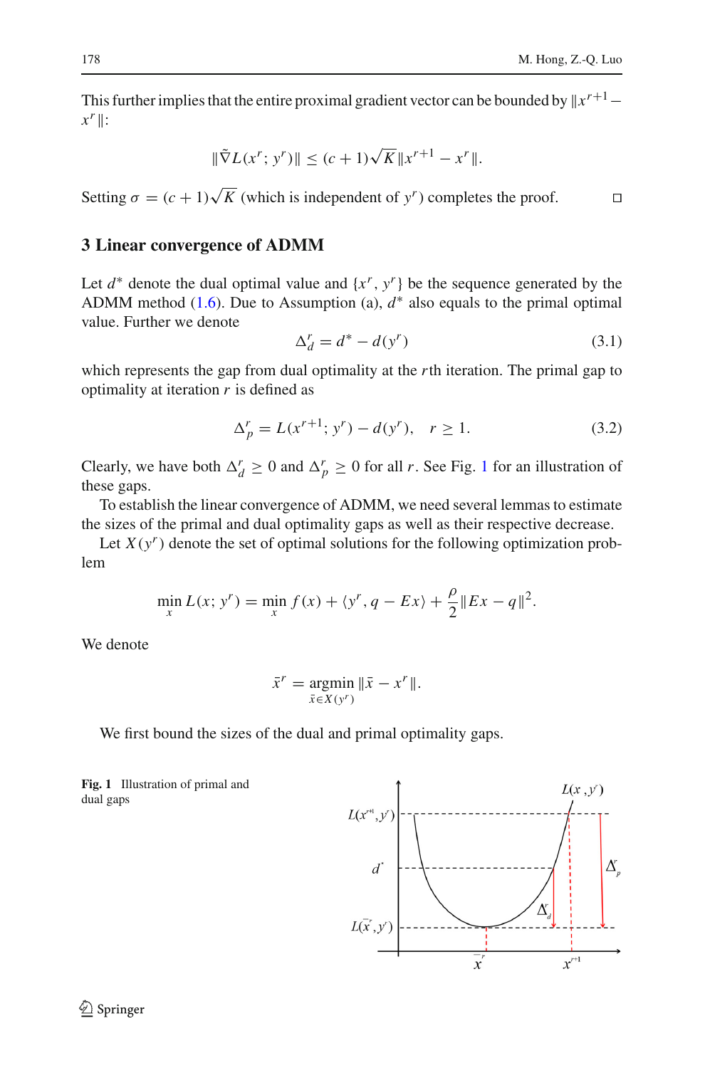This further implies that the entire proximal gradient vector can be bounded by $\|x^{r+1} - x^r\|$:

$$\|\tilde{\nabla} L(x^r; y^r)\| \leq (c+1)\sqrt{K}\|x^{r+1} - x^r\|.$$

Setting $\sigma = (c+1)\sqrt{K}$ (which is independent of $y^r$) completes the proof. □

## 3 Linear convergence of ADMM

Let $d^*$ denote the dual optimal value and $\{x^r, y^r\}$ be the sequence generated by the ADMM method (1.6). Due to Assumption (a), $d^*$ also equals to the primal optimal value. Further we denote

$$\Delta_d^r = d^* - d(y^r) \tag{3.1}$$

which represents the gap from dual optimality at the $r$th iteration. The primal gap to optimality at iteration $r$ is defined as

$$\Delta_p^r = L(x^{r+1}; y^r) - d(y^r), \quad r \geq 1. \tag{3.2}$$

Clearly, we have both $\Delta_d^r \geq 0$ and $\Delta_p^r \geq 0$ for all $r$. See Fig. 1 for an illustration of these gaps.

To establish the linear convergence of ADMM, we need several lemmas to estimate the sizes of the primal and dual optimality gaps as well as their respective decrease.

Let $X(y^r)$ denote the set of optimal solutions for the following optimization problem

$$\min_x L(x; y^r) = \min_x f(x) + \langle y^r, q - Ex \rangle + \frac{\rho}{2}\|Ex - q\|^2.$$

We denote

$$\bar{x}^r = \underset{\bar{x} \in X(y^r)}{\text{argmin}} \|\bar{x} - x^r\|.$$

We first bound the sizes of the dual and primal optimality gaps.

**Fig. 1** Illustration of primal and dual gaps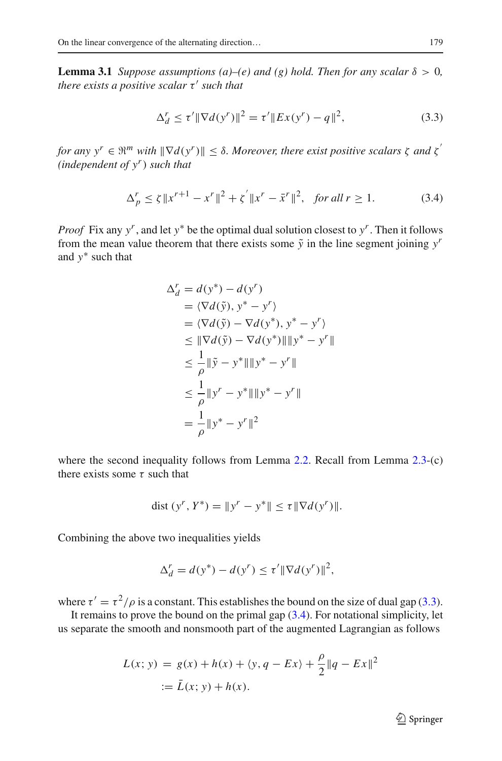**Lemma 3.1** *Suppose assumptions (a)–(e) and (g) hold. Then for any scalar $\delta > 0$, there exists a positive scalar $\tau'$ such that*

$$\Delta_d^r \leq \tau' \|\nabla d(y^r)\|^2 = \tau' \|Ex(y^r) - q\|^2, \tag{3.3}$$

*for any $y^r \in \Re^m$ with $\|\nabla d(y^r)\| \leq \delta$. Moreover, there exist positive scalars $\zeta$ and $\zeta'$ (independent of $y^r$) such that*

$$\Delta_p^r \leq \zeta \|x^{r+1} - x^r\|^2 + \zeta' \|x^r - \bar{x}^r\|^2, \quad \text{for all } r \geq 1. \tag{3.4}$$

*Proof* Fix any $y^r$, and let $y^*$ be the optimal dual solution closest to $y^r$. Then it follows from the mean value theorem that there exists some $\tilde{y}$ in the line segment joining $y^r$ and $y^*$ such that

$$\begin{aligned}
\Delta_d^r &= d(y^*) - d(y^r) \\
&= \langle \nabla d(\tilde{y}), y^* - y^r \rangle \\
&= \langle \nabla d(\tilde{y}) - \nabla d(y^*), y^* - y^r \rangle \\
&\leq \|\nabla d(\tilde{y}) - \nabla d(y^*)\| \|y^* - y^r\| \\
&\leq \frac{1}{\rho} \|\tilde{y} - y^*\| \|y^* - y^r\| \\
&\leq \frac{1}{\rho} \|y^r - y^*\| \|y^* - y^r\| \\
&= \frac{1}{\rho} \|y^* - y^r\|^2
\end{aligned}$$

where the second inequality follows from Lemma 2.2. Recall from Lemma 2.3-(c) there exists some $\tau$ such that

$$\text{dist}\,(y^r, Y^*) = \|y^r - y^*\| \leq \tau \|\nabla d(y^r)\|.$$

Combining the above two inequalities yields

$$\Delta_d^r = d(y^*) - d(y^r) \leq \tau' \|\nabla d(y^r)\|^2,$$

where $\tau' = \tau^2/\rho$ is a constant. This establishes the bound on the size of dual gap (3.3).

It remains to prove the bound on the primal gap (3.4). For notational simplicity, let us separate the smooth and nonsmooth part of the augmented Lagrangian as follows

$$\begin{aligned}
L(x; y) &= g(x) + h(x) + \langle y, q - Ex \rangle + \frac{\rho}{2} \|q - Ex\|^2 \\
&:= \bar{L}(x; y) + h(x).
\end{aligned}$$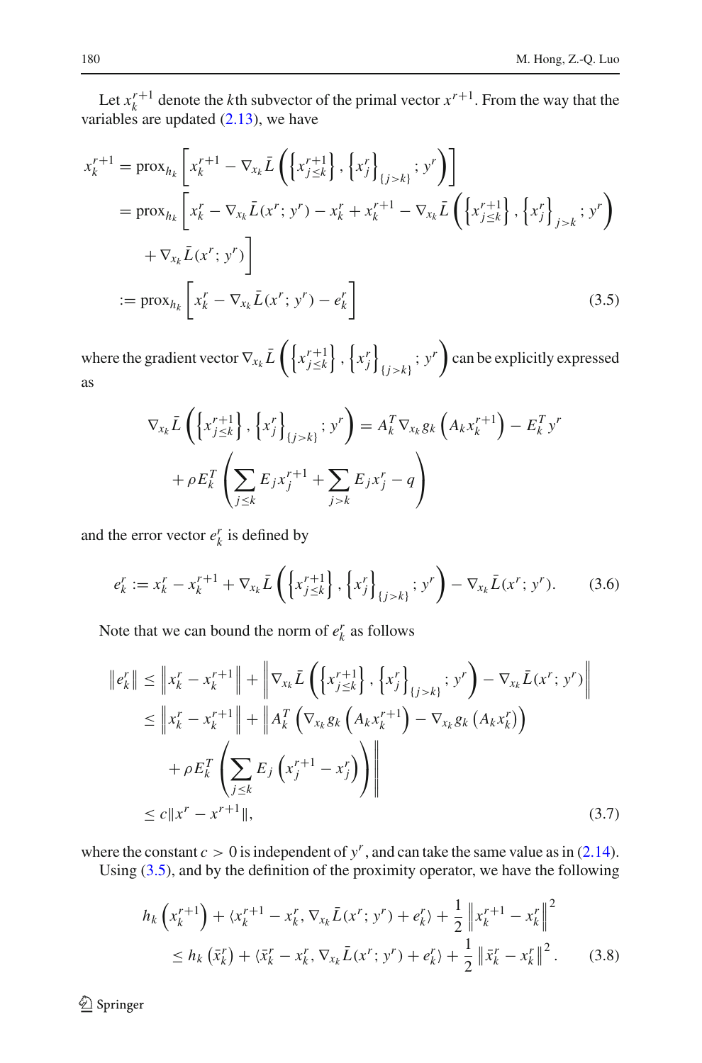Let $x_k^{r+1}$ denote the $k$th subvector of the primal vector $x^{r+1}$. From the way that the variables are updated (2.13), we have

$$
\begin{aligned}
x_k^{r+1} &= \operatorname{prox}_{h_k}\left[x_k^{r+1} - \nabla_{x_k}\bar{L}\left(\left\{x_{j\le k}^{r+1}\right\}, \left\{x_j^r\right\}_{\{j>k\}}; y^r\right)\right] \\
&= \operatorname{prox}_{h_k}\left[x_k^r - \nabla_{x_k}\bar{L}(x^r; y^r) - x_k^r + x_k^{r+1} - \nabla_{x_k}\bar{L}\left(\left\{x_{j\le k}^{r+1}\right\}, \left\{x_j^r\right\}_{j>k}; y^r\right)\right. \\
&\quad \left. + \nabla_{x_k}\bar{L}(x^r; y^r)\right] \\
&:= \operatorname{prox}_{h_k}\left[x_k^r - \nabla_{x_k}\bar{L}(x^r; y^r) - e_k^r\right]
\end{aligned}
\tag{3.5}
$$

where the gradient vector $\nabla_{x_k}\bar{L}\left(\left\{x_{j\le k}^{r+1}\right\}, \left\{x_j^r\right\}_{\{j>k\}}; y^r\right)$ can be explicitly expressed as

$$
\begin{aligned}
\nabla_{x_k}\bar{L}\left(\left\{x_{j\le k}^{r+1}\right\}, \left\{x_j^r\right\}_{\{j>k\}}; y^r\right) &= A_k^T \nabla_{x_k} g_k\left(A_k x_k^{r+1}\right) - E_k^T y^r \\
&\quad + \rho E_k^T \left(\sum_{j\le k} E_j x_j^{r+1} + \sum_{j>k} E_j x_j^r - q\right)
\end{aligned}
$$

and the error vector $e_k^r$ is defined by

$$
e_k^r := x_k^r - x_k^{r+1} + \nabla_{x_k}\bar{L}\left(\left\{x_{j\le k}^{r+1}\right\}, \left\{x_j^r\right\}_{\{j>k\}}; y^r\right) - \nabla_{x_k}\bar{L}(x^r; y^r). \tag{3.6}
$$

Note that we can bound the norm of $e_k^r$ as follows

$$
\begin{aligned}
\|e_k^r\| &\le \left\|x_k^r - x_k^{r+1}\right\| + \left\|\nabla_{x_k}\bar{L}\left(\left\{x_{j\le k}^{r+1}\right\}, \left\{x_j^r\right\}_{\{j>k\}}; y^r\right) - \nabla_{x_k}\bar{L}(x^r; y^r)\right\| \\
&\le \left\|x_k^r - x_k^{r+1}\right\| + \left\|A_k^T\left(\nabla_{x_k} g_k\left(A_k x_k^{r+1}\right) - \nabla_{x_k} g_k\left(A_k x_k^r\right)\right)\right. \\
&\quad \left. + \rho E_k^T\left(\sum_{j\le k} E_j\left(x_j^{r+1} - x_j^r\right)\right)\right\| \\
&\le c\|x^r - x^{r+1}\|,
\end{aligned}
\tag{3.7}
$$

where the constant $c > 0$ is independent of $y^r$, and can take the same value as in (2.14).

Using (3.5), and by the definition of the proximity operator, we have the following

$$
\begin{aligned}
&h_k\left(x_k^{r+1}\right) + \langle x_k^{r+1} - x_k^r, \nabla_{x_k}\bar{L}(x^r; y^r) + e_k^r\rangle + \frac{1}{2}\left\|x_k^{r+1} - x_k^r\right\|^2 \\
&\quad \le h_k\left(\bar{x}_k^r\right) + \langle \bar{x}_k^r - x_k^r, \nabla_{x_k}\bar{L}(x^r; y^r) + e_k^r\rangle + \frac{1}{2}\left\|\bar{x}_k^r - x_k^r\right\|^2.
\end{aligned}
\tag{3.8}
$$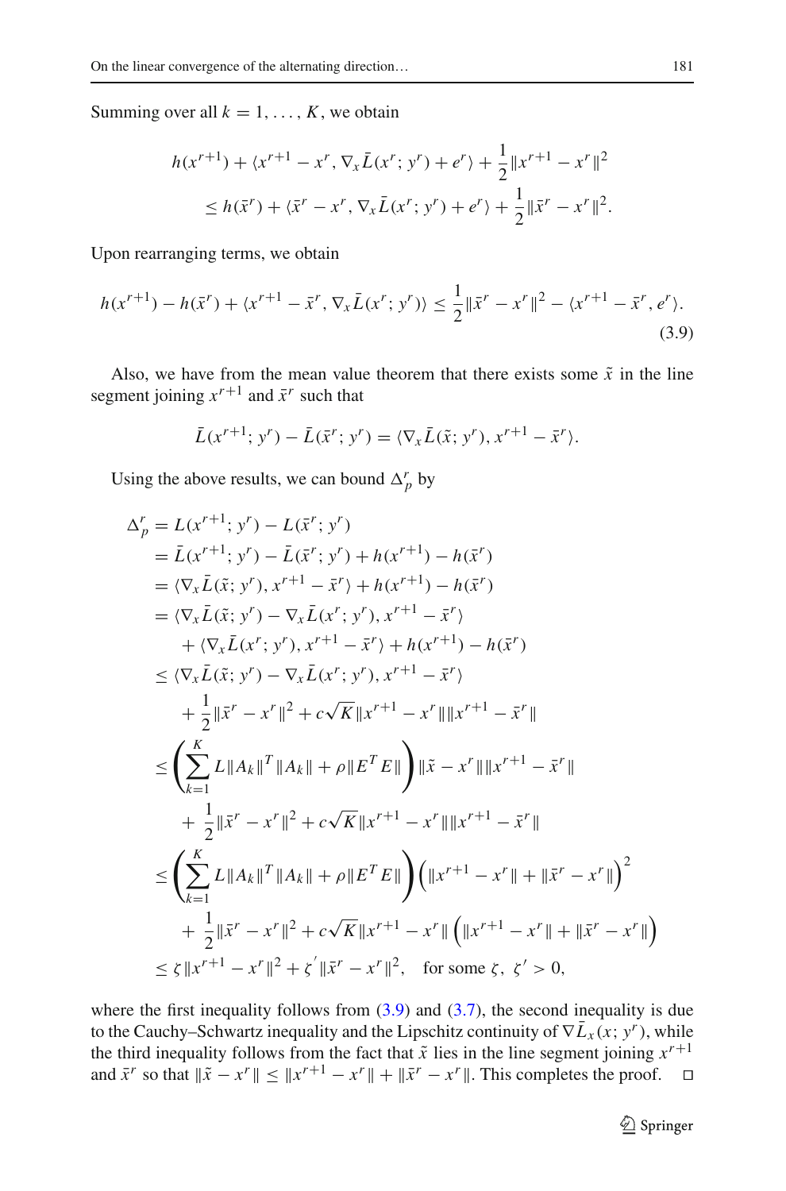Summing over all $k = 1, \ldots, K$, we obtain

$$
\begin{aligned}
&h(x^{r+1}) + \langle x^{r+1} - x^r, \nabla_x \bar{L}(x^r; y^r) + e^r \rangle + \frac{1}{2}\|x^{r+1} - x^r\|^2 \\
&\quad \le h(\bar{x}^r) + \langle \bar{x}^r - x^r, \nabla_x \bar{L}(x^r; y^r) + e^r \rangle + \frac{1}{2}\|\bar{x}^r - x^r\|^2.
\end{aligned}
$$

Upon rearranging terms, we obtain

$$
h(x^{r+1}) - h(\bar{x}^r) + \langle x^{r+1} - \bar{x}^r, \nabla_x \bar{L}(x^r; y^r) \rangle \le \frac{1}{2}\|\bar{x}^r - x^r\|^2 - \langle x^{r+1} - \bar{x}^r, e^r \rangle. \tag{3.9}
$$

Also, we have from the mean value theorem that there exists some $\tilde{x}$ in the line segment joining $x^{r+1}$ and $\bar{x}^r$ such that

$$
\bar{L}(x^{r+1}; y^r) - \bar{L}(\bar{x}^r; y^r) = \langle \nabla_x \bar{L}(\tilde{x}; y^r), x^{r+1} - \bar{x}^r \rangle.
$$

Using the above results, we can bound $\Delta_p^r$ by

$$
\begin{aligned}
\Delta_p^r &= L(x^{r+1}; y^r) - L(\bar{x}^r; y^r) \\
&= \bar{L}(x^{r+1}; y^r) - \bar{L}(\bar{x}^r; y^r) + h(x^{r+1}) - h(\bar{x}^r) \\
&= \langle \nabla_x \bar{L}(\tilde{x}; y^r), x^{r+1} - \bar{x}^r \rangle + h(x^{r+1}) - h(\bar{x}^r) \\
&= \langle \nabla_x \bar{L}(\tilde{x}; y^r) - \nabla_x \bar{L}(x^r; y^r), x^{r+1} - \bar{x}^r \rangle \\
&\quad + \langle \nabla_x \bar{L}(x^r; y^r), x^{r+1} - \bar{x}^r \rangle + h(x^{r+1}) - h(\bar{x}^r) \\
&\le \langle \nabla_x \bar{L}(\tilde{x}; y^r) - \nabla_x \bar{L}(x^r; y^r), x^{r+1} - \bar{x}^r \rangle \\
&\quad + \frac{1}{2}\|\bar{x}^r - x^r\|^2 + c\sqrt{K}\|x^{r+1} - x^r\|\|x^{r+1} - \bar{x}^r\| \\
&\le \left( \sum_{k=1}^K L\|A_k\|^T\|A_k\| + \rho\|E^T E\| \right) \|\tilde{x} - x^r\|\|x^{r+1} - \bar{x}^r\| \\
&\quad + \frac{1}{2}\|\bar{x}^r - x^r\|^2 + c\sqrt{K}\|x^{r+1} - x^r\|\|x^{r+1} - \bar{x}^r\| \\
&\le \left( \sum_{k=1}^K L\|A_k\|^T\|A_k\| + \rho\|E^T E\| \right) \left( \|x^{r+1} - x^r\| + \|\bar{x}^r - x^r\| \right)^2 \\
&\quad + \frac{1}{2}\|\bar{x}^r - x^r\|^2 + c\sqrt{K}\|x^{r+1} - x^r\| \left( \|x^{r+1} - x^r\| + \|\bar{x}^r - x^r\| \right) \\
&\le \zeta\|x^{r+1} - x^r\|^2 + \zeta'\|\bar{x}^r - x^r\|^2, \quad \text{for some } \zeta, \ \zeta' > 0,
\end{aligned}
$$

where the first inequality follows from (3.9) and (3.7), the second inequality is due to the Cauchy–Schwartz inequality and the Lipschitz continuity of $\nabla \bar{L}_x(x; y^r)$, while the third inequality follows from the fact that $\tilde{x}$ lies in the line segment joining $x^{r+1}$ and $\bar{x}^r$ so that $\|\tilde{x} - x^r\| \le \|x^{r+1} - x^r\| + \|\bar{x}^r - x^r\|$. This completes the proof. $\square$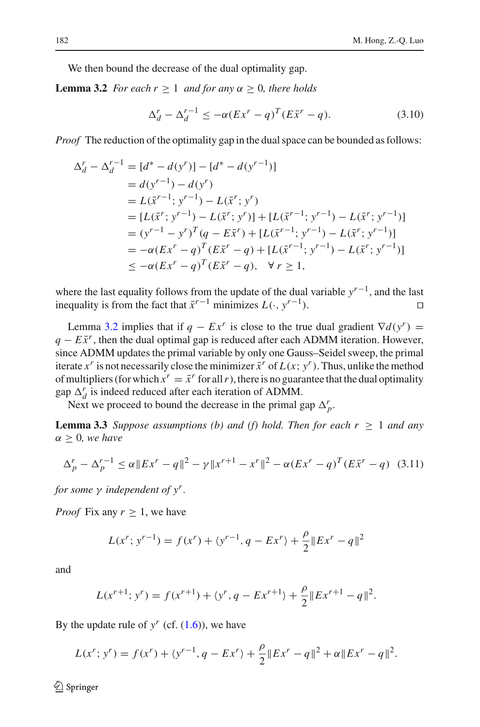We then bound the decrease of the dual optimality gap.

**Lemma 3.2** *For each $r \geq 1$ and for any $\alpha \geq 0$, there holds*

$$\Delta_d^r - \Delta_d^{r-1} \leq -\alpha(Ex^r - q)^T(E\bar{x}^r - q). \tag{3.10}$$

*Proof* The reduction of the optimality gap in the dual space can be bounded as follows:

$$\begin{aligned}
\Delta_d^r - \Delta_d^{r-1} &= [d^* - d(y^r)] - [d^* - d(y^{r-1})] \\
&= d(y^{r-1}) - d(y^r) \\
&= L(\bar{x}^{r-1}; y^{r-1}) - L(\bar{x}^r; y^r) \\
&= [L(\bar{x}^r; y^{r-1}) - L(\bar{x}^r; y^r)] + [L(\bar{x}^{r-1}; y^{r-1}) - L(\bar{x}^r; y^{r-1})] \\
&= (y^{r-1} - y^r)^T(q - E\bar{x}^r) + [L(\bar{x}^{r-1}; y^{r-1}) - L(\bar{x}^r; y^{r-1})] \\
&= -\alpha(Ex^r - q)^T(E\bar{x}^r - q) + [L(\bar{x}^{r-1}; y^{r-1}) - L(\bar{x}^r; y^{r-1})] \\
&\leq -\alpha(Ex^r - q)^T(E\bar{x}^r - q), \quad \forall\, r \geq 1,
\end{aligned}$$

where the last equality follows from the update of the dual variable $y^{r-1}$, and the last inequality is from the fact that $\bar{x}^{r-1}$ minimizes $L(\cdot, y^{r-1})$. □

Lemma 3.2 implies that if $q - Ex^r$ is close to the true dual gradient $\nabla d(y^r) = q - E\bar{x}^r$, then the dual optimal gap is reduced after each ADMM iteration. However, since ADMM updates the primal variable by only one Gauss–Seidel sweep, the primal iterate $x^r$ is not necessarily close the minimizer $\bar{x}^r$ of $L(x; y^r)$. Thus, unlike the method of multipliers (for which $x^r = \bar{x}^r$ for all $r$), there is no guarantee that the dual optimality gap $\Delta_d^r$ is indeed reduced after each iteration of ADMM.

Next we proceed to bound the decrease in the primal gap $\Delta_p^r$.

**Lemma 3.3** *Suppose assumptions (b) and (f) hold. Then for each $r \geq 1$ and any $\alpha \geq 0$, we have*

$$\Delta_p^r - \Delta_p^{r-1} \leq \alpha\|Ex^r - q\|^2 - \gamma\|x^{r+1} - x^r\|^2 - \alpha(Ex^r - q)^T(E\bar{x}^r - q) \tag{3.11}$$

*for some $\gamma$ independent of $y^r$.*

*Proof* Fix any $r \geq 1$, we have

$$L(x^r; y^{r-1}) = f(x^r) + \langle y^{r-1}, q - Ex^r\rangle + \frac{\rho}{2}\|Ex^r - q\|^2$$

and

$$L(x^{r+1}; y^r) = f(x^{r+1}) + \langle y^r, q - Ex^{r+1}\rangle + \frac{\rho}{2}\|Ex^{r+1} - q\|^2.$$

By the update rule of $y^r$ (cf. (1.6)), we have

$$L(x^r; y^r) = f(x^r) + \langle y^{r-1}, q - Ex^r\rangle + \frac{\rho}{2}\|Ex^r - q\|^2 + \alpha\|Ex^r - q\|^2.$$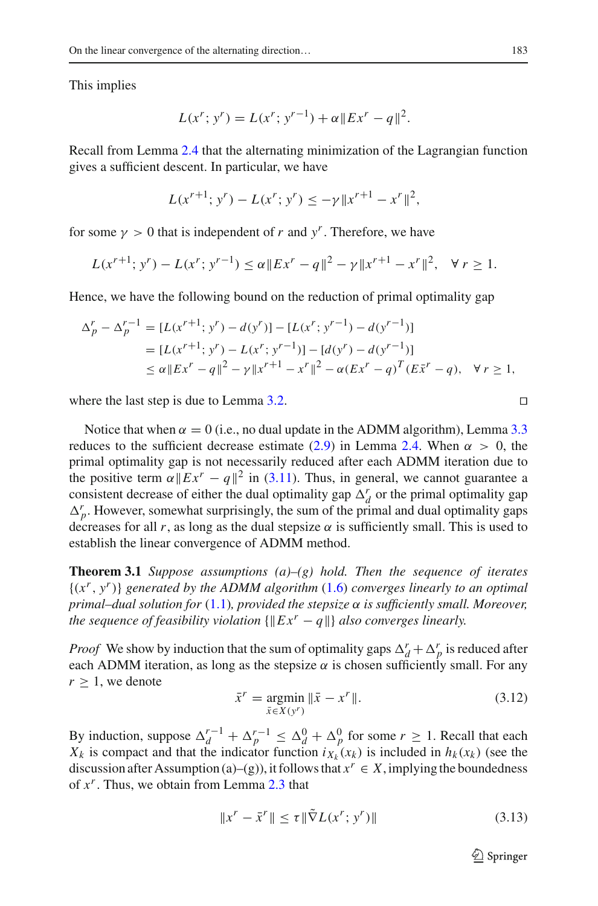This implies

$$L(x^r; y^r) = L(x^r; y^{r-1}) + \alpha \|Ex^r - q\|^2.$$

Recall from Lemma 2.4 that the alternating minimization of the Lagrangian function gives a sufficient descent. In particular, we have

$$L(x^{r+1}; y^r) - L(x^r; y^r) \leq -\gamma \|x^{r+1} - x^r\|^2,$$

for some $\gamma > 0$ that is independent of $r$ and $y^r$. Therefore, we have

$$L(x^{r+1}; y^r) - L(x^r; y^{r-1}) \leq \alpha \|Ex^r - q\|^2 - \gamma \|x^{r+1} - x^r\|^2, \quad \forall\, r \geq 1.$$

Hence, we have the following bound on the reduction of primal optimality gap

$$\begin{aligned}
\Delta_p^r - \Delta_p^{r-1} &= [L(x^{r+1}; y^r) - d(y^r)] - [L(x^r; y^{r-1}) - d(y^{r-1})] \\
&= [L(x^{r+1}; y^r) - L(x^r; y^{r-1})] - [d(y^r) - d(y^{r-1})] \\
&\leq \alpha \|Ex^r - q\|^2 - \gamma \|x^{r+1} - x^r\|^2 - \alpha (Ex^r - q)^T (E\bar{x}^r - q), \quad \forall\, r \geq 1,
\end{aligned}$$

where the last step is due to Lemma 3.2. □

Notice that when $\alpha = 0$ (i.e., no dual update in the ADMM algorithm), Lemma 3.3 reduces to the sufficient decrease estimate (2.9) in Lemma 2.4. When $\alpha > 0$, the primal optimality gap is not necessarily reduced after each ADMM iteration due to the positive term $\alpha \|Ex^r - q\|^2$ in (3.11). Thus, in general, we cannot guarantee a consistent decrease of either the dual optimality gap $\Delta_d^r$ or the primal optimality gap $\Delta_p^r$. However, somewhat surprisingly, the sum of the primal and dual optimality gaps decreases for all $r$, as long as the dual stepsize $\alpha$ is sufficiently small. This is used to establish the linear convergence of ADMM method.

**Theorem 3.1** *Suppose assumptions (a)–(g) hold. Then the sequence of iterates $\{(x^r, y^r)\}$ generated by the ADMM algorithm (1.6) converges linearly to an optimal primal–dual solution for (1.1), provided the stepsize $\alpha$ is sufficiently small. Moreover, the sequence of feasibility violation $\{\|Ex^r - q\|\}$ also converges linearly.*

*Proof* We show by induction that the sum of optimality gaps $\Delta_d^r + \Delta_p^r$ is reduced after each ADMM iteration, as long as the stepsize $\alpha$ is chosen sufficiently small. For any $r \geq 1$, we denote

$$\bar{x}^r = \underset{\bar{x} \in X(y^r)}{\operatorname{argmin}} \|\bar{x} - x^r\|. \tag{3.12}$$

By induction, suppose $\Delta_d^{r-1} + \Delta_p^{r-1} \leq \Delta_d^0 + \Delta_p^0$ for some $r \geq 1$. Recall that each $X_k$ is compact and that the indicator function $i_{X_k}(x_k)$ is included in $h_k(x_k)$ (see the discussion after Assumption (a)–(g)), it follows that $x^r \in X$, implying the boundedness of $x^r$. Thus, we obtain from Lemma 2.3 that

$$\|x^r - \bar{x}^r\| \leq \tau \|\tilde{\nabla} L(x^r; y^r)\| \tag{3.13}$$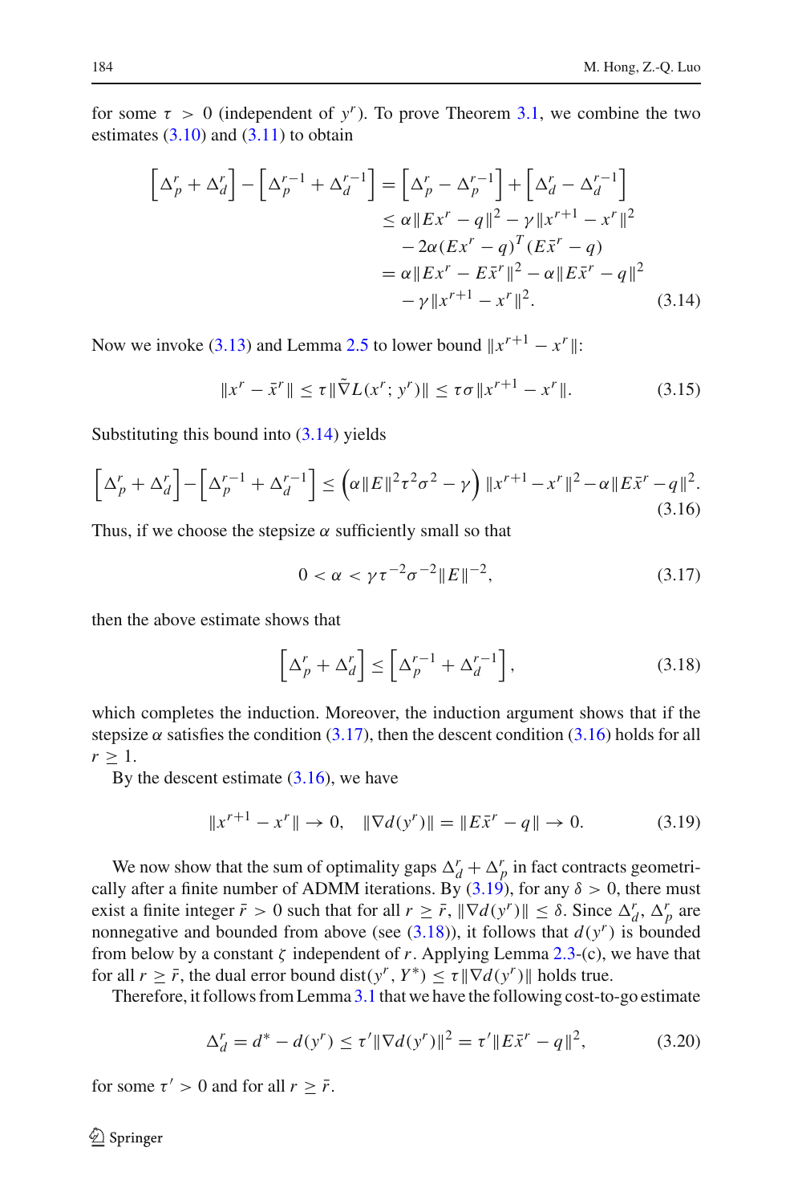for some $\tau > 0$ (independent of $y^r$). To prove Theorem 3.1, we combine the two estimates (3.10) and (3.11) to obtain

$$
\begin{aligned}
\left[\Delta_p^r + \Delta_d^r\right] - \left[\Delta_p^{r-1} + \Delta_d^{r-1}\right] &= \left[\Delta_p^r - \Delta_p^{r-1}\right] + \left[\Delta_d^r - \Delta_d^{r-1}\right] \\
&\leq \alpha\|Ex^r - q\|^2 - \gamma\|x^{r+1} - x^r\|^2 \\
&\quad - 2\alpha(Ex^r - q)^T(E\bar{x}^r - q) \\
&= \alpha\|Ex^r - E\bar{x}^r\|^2 - \alpha\|E\bar{x}^r - q\|^2 \\
&\quad - \gamma\|x^{r+1} - x^r\|^2.
\end{aligned}
\tag{3.14}
$$

Now we invoke (3.13) and Lemma 2.5 to lower bound $\|x^{r+1} - x^r\|$:

$$
\|x^r - \bar{x}^r\| \leq \tau\|\tilde{\nabla}L(x^r; y^r)\| \leq \tau\sigma\|x^{r+1} - x^r\|. \tag{3.15}
$$

Substituting this bound into (3.14) yields

$$
\left[\Delta_p^r + \Delta_d^r\right] - \left[\Delta_p^{r-1} + \Delta_d^{r-1}\right] \leq \left(\alpha\|E\|^2\tau^2\sigma^2 - \gamma\right)\|x^{r+1} - x^r\|^2 - \alpha\|E\bar{x}^r - q\|^2. \tag{3.16}
$$

Thus, if we choose the stepsize $\alpha$ sufficiently small so that

$$
0 < \alpha < \gamma\tau^{-2}\sigma^{-2}\|E\|^{-2}, \tag{3.17}
$$

then the above estimate shows that

$$
\left[\Delta_p^r + \Delta_d^r\right] \leq \left[\Delta_p^{r-1} + \Delta_d^{r-1}\right], \tag{3.18}
$$

which completes the induction. Moreover, the induction argument shows that if the stepsize $\alpha$ satisfies the condition (3.17), then the descent condition (3.16) holds for all $r \geq 1$.

By the descent estimate (3.16), we have

$$
\|x^{r+1} - x^r\| \to 0, \quad \|\nabla d(y^r)\| = \|E\bar{x}^r - q\| \to 0. \tag{3.19}
$$

We now show that the sum of optimality gaps $\Delta_d^r + \Delta_p^r$ in fact contracts geometrically after a finite number of ADMM iterations. By (3.19), for any $\delta > 0$, there must exist a finite integer $\bar{r} > 0$ such that for all $r \geq \bar{r}$, $\|\nabla d(y^r)\| \leq \delta$. Since $\Delta_d^r$, $\Delta_p^r$ are nonnegative and bounded from above (see (3.18)), it follows that $d(y^r)$ is bounded from below by a constant $\zeta$ independent of $r$. Applying Lemma 2.3-(c), we have that for all $r \geq \bar{r}$, the dual error bound $\text{dist}(y^r, Y^*) \leq \tau\|\nabla d(y^r)\|$ holds true.

Therefore, it follows from Lemma 3.1 that we have the following cost-to-go estimate

$$
\Delta_d^r = d^* - d(y^r) \leq \tau'\|\nabla d(y^r)\|^2 = \tau'\|E\bar{x}^r - q\|^2, \tag{3.20}
$$

for some $\tau' > 0$ and for all $r \geq \bar{r}$.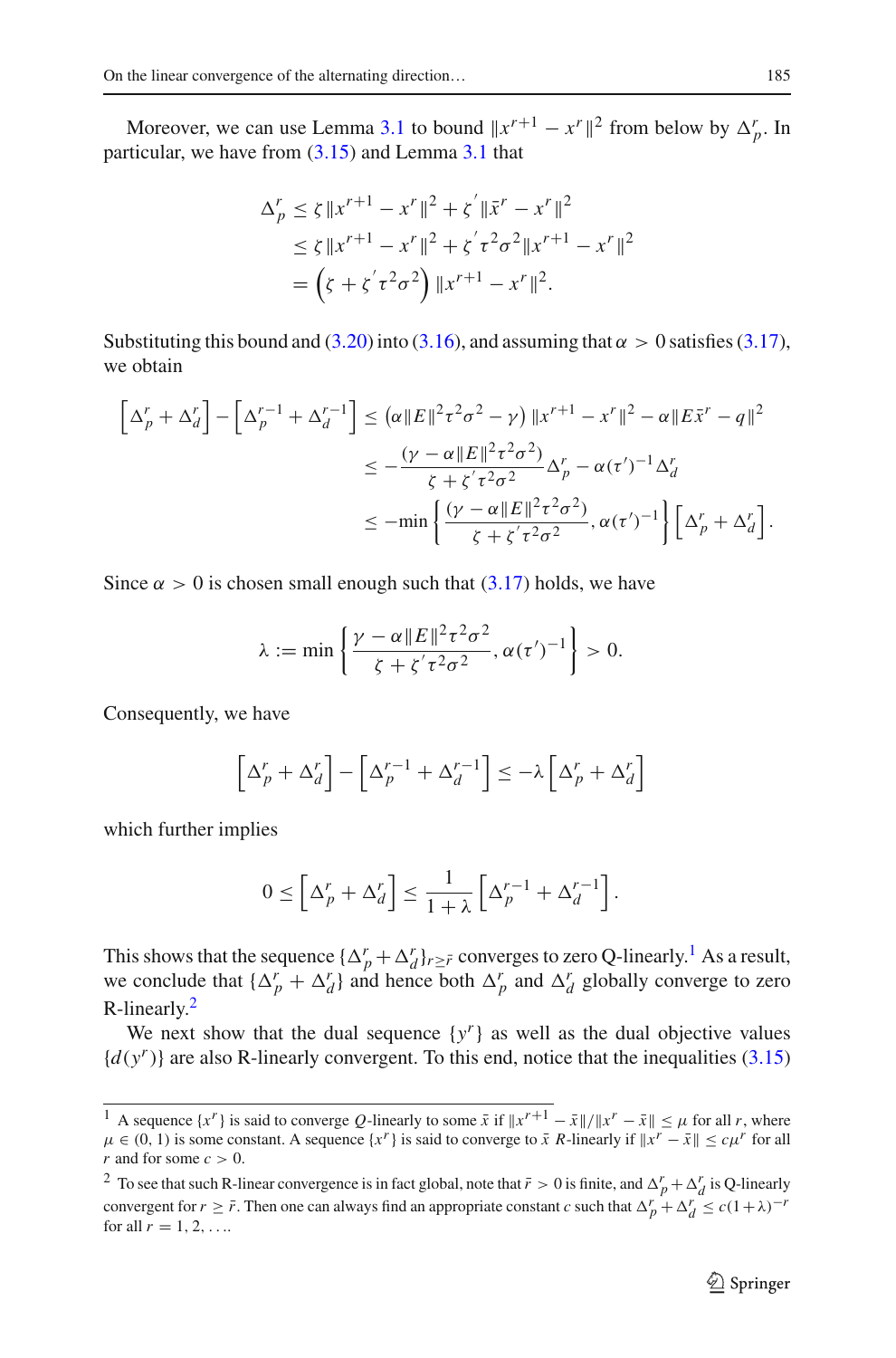Moreover, we can use Lemma 3.1 to bound $\|x^{r+1} - x^r\|^2$ from below by $\Delta_p^r$. In particular, we have from (3.15) and Lemma 3.1 that

$$
\begin{aligned}
\Delta_p^r &\le \zeta \|x^{r+1} - x^r\|^2 + \zeta' \|\bar{x}^r - x^r\|^2 \\
&\le \zeta \|x^{r+1} - x^r\|^2 + \zeta' \tau^2 \sigma^2 \|x^{r+1} - x^r\|^2 \\
&= \left(\zeta + \zeta' \tau^2 \sigma^2\right) \|x^{r+1} - x^r\|^2.
\end{aligned}
$$

Substituting this bound and (3.20) into (3.16), and assuming that $\alpha > 0$ satisfies (3.17), we obtain

$$
\begin{aligned}
\left[\Delta_p^r + \Delta_d^r\right] - \left[\Delta_p^{r-1} + \Delta_d^{r-1}\right] &\le \left(\alpha \|E\|^2 \tau^2 \sigma^2 - \gamma\right) \|x^{r+1} - x^r\|^2 - \alpha \|E\bar{x}^r - q\|^2 \\
&\le -\frac{(\gamma - \alpha \|E\|^2 \tau^2 \sigma^2)}{\zeta + \zeta' \tau^2 \sigma^2} \Delta_p^r - \alpha (\tau')^{-1} \Delta_d^r \\
&\le -\min\left\{\frac{(\gamma - \alpha \|E\|^2 \tau^2 \sigma^2)}{\zeta + \zeta' \tau^2 \sigma^2}, \alpha (\tau')^{-1}\right\} \left[\Delta_p^r + \Delta_d^r\right].
\end{aligned}
$$

Since $\alpha > 0$ is chosen small enough such that (3.17) holds, we have

$$
\lambda := \min\left\{\frac{\gamma - \alpha \|E\|^2 \tau^2 \sigma^2}{\zeta + \zeta' \tau^2 \sigma^2}, \alpha (\tau')^{-1}\right\} > 0.
$$

Consequently, we have

$$
\left[\Delta_p^r + \Delta_d^r\right] - \left[\Delta_p^{r-1} + \Delta_d^{r-1}\right] \le -\lambda \left[\Delta_p^r + \Delta_d^r\right]
$$

which further implies

$$
0 \le \left[\Delta_p^r + \Delta_d^r\right] \le \frac{1}{1+\lambda} \left[\Delta_p^{r-1} + \Delta_d^{r-1}\right].
$$

This shows that the sequence $\{\Delta_p^r + \Delta_d^r\}_{r \ge \bar{r}}$ converges to zero Q-linearly.[1] As a result, we conclude that $\{\Delta_p^r + \Delta_d^r\}$ and hence both $\Delta_p^r$ and $\Delta_d^r$ globally converge to zero R-linearly.[2]

We next show that the dual sequence $\{y^r\}$ as well as the dual objective values $\{d(y^r)\}$ are also R-linearly convergent. To this end, notice that the inequalities (3.15)

---

[1] A sequence $\{x^r\}$ is said to converge $Q$-linearly to some $\bar{x}$ if $\|x^{r+1} - \bar{x}\|/\|x^r - \bar{x}\| \le \mu$ for all $r$, where $\mu \in (0, 1)$ is some constant. A sequence $\{x^r\}$ is said to converge to $\bar{x}$ $R$-linearly if $\|x^r - \bar{x}\| \le c\mu^r$ for all $r$ and for some $c > 0$.

[2] To see that such R-linear convergence is in fact global, note that $\bar{r} > 0$ is finite, and $\Delta_p^r + \Delta_d^r$ is Q-linearly convergent for $r \ge \bar{r}$. Then one can always find an appropriate constant $c$ such that $\Delta_p^r + \Delta_d^r \le c(1+\lambda)^{-r}$ for all $r = 1, 2, \ldots$.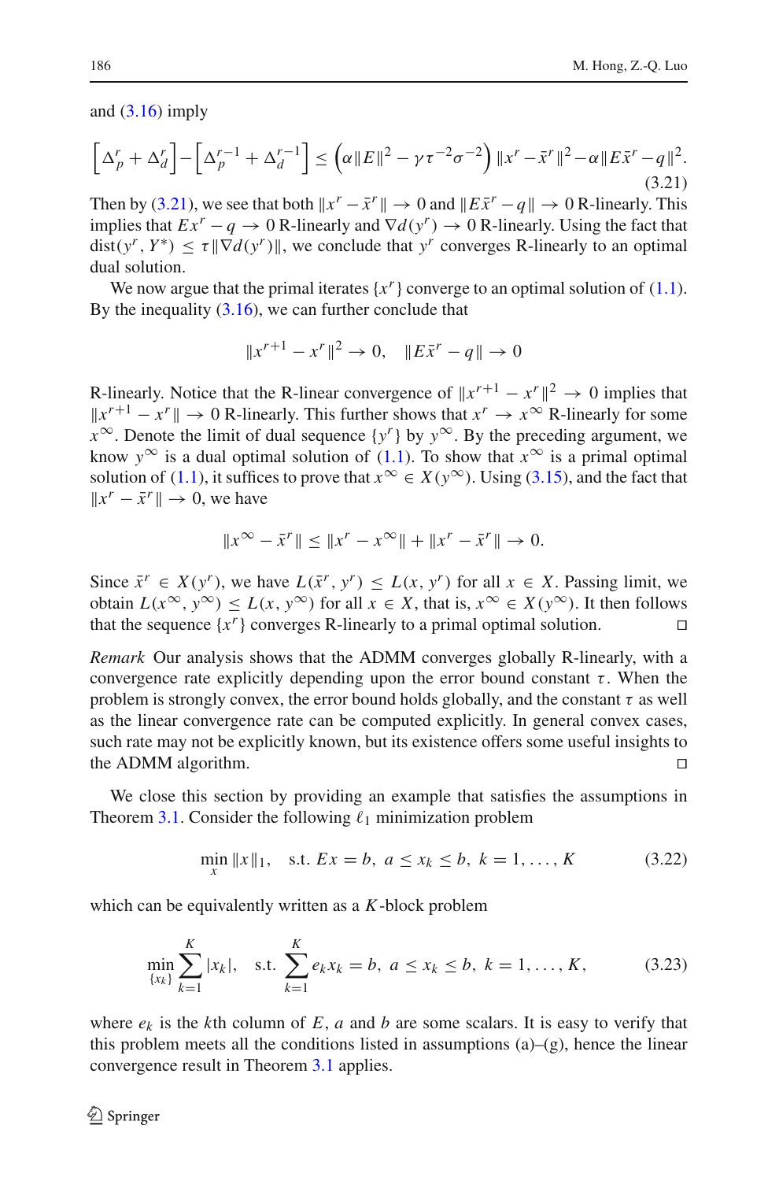and (3.16) imply

$$\left[\Delta_p^r + \Delta_d^r\right] - \left[\Delta_p^{r-1} + \Delta_d^{r-1}\right] \le \left(\alpha\|E\|^2 - \gamma\tau^{-2}\sigma^{-2}\right)\|x^r - \bar{x}^r\|^2 - \alpha\|E\bar{x}^r - q\|^2. \tag{3.21}$$

Then by (3.21), we see that both $\|x^r - \bar{x}^r\| \to 0$ and $\|E\bar{x}^r - q\| \to 0$ R-linearly. This implies that $Ex^r - q \to 0$ R-linearly and $\nabla d(y^r) \to 0$ R-linearly. Using the fact that $\text{dist}(y^r, Y^*) \le \tau\|\nabla d(y^r)\|$, we conclude that $y^r$ converges R-linearly to an optimal dual solution.

We now argue that the primal iterates $\{x^r\}$ converge to an optimal solution of (1.1). By the inequality (3.16), we can further conclude that

$$\|x^{r+1} - x^r\|^2 \to 0, \quad \|E\bar{x}^r - q\| \to 0$$

R-linearly. Notice that the R-linear convergence of $\|x^{r+1} - x^r\|^2 \to 0$ implies that $\|x^{r+1} - x^r\| \to 0$ R-linearly. This further shows that $x^r \to x^\infty$ R-linearly for some $x^\infty$. Denote the limit of dual sequence $\{y^r\}$ by $y^\infty$. By the preceding argument, we know $y^\infty$ is a dual optimal solution of (1.1). To show that $x^\infty$ is a primal optimal solution of (1.1), it suffices to prove that $x^\infty \in X(y^\infty)$. Using (3.15), and the fact that $\|x^r - \bar{x}^r\| \to 0$, we have

$$\|x^\infty - \bar{x}^r\| \le \|x^r - x^\infty\| + \|x^r - \bar{x}^r\| \to 0.$$

Since $\bar{x}^r \in X(y^r)$, we have $L(\bar{x}^r, y^r) \le L(x, y^r)$ for all $x \in X$. Passing limit, we obtain $L(x^\infty, y^\infty) \le L(x, y^\infty)$ for all $x \in X$, that is, $x^\infty \in X(y^\infty)$. It then follows that the sequence $\{x^r\}$ converges R-linearly to a primal optimal solution. □

*Remark* Our analysis shows that the ADMM converges globally R-linearly, with a convergence rate explicitly depending upon the error bound constant $\tau$. When the problem is strongly convex, the error bound holds globally, and the constant $\tau$ as well as the linear convergence rate can be computed explicitly. In general convex cases, such rate may not be explicitly known, but its existence offers some useful insights to the ADMM algorithm. □

We close this section by providing an example that satisfies the assumptions in Theorem 3.1. Consider the following $\ell_1$ minimization problem

$$\min_x \|x\|_1, \quad \text{s.t. } Ex = b, \ a \le x_k \le b, \ k = 1, \ldots, K \tag{3.22}$$

which can be equivalently written as a $K$-block problem

$$\min_{\{x_k\}} \sum_{k=1}^K |x_k|, \quad \text{s.t. } \sum_{k=1}^K e_k x_k = b, \ a \le x_k \le b, \ k = 1, \ldots, K, \tag{3.23}$$

where $e_k$ is the $k$th column of $E$, $a$ and $b$ are some scalars. It is easy to verify that this problem meets all the conditions listed in assumptions (a)–(g), hence the linear convergence result in Theorem 3.1 applies.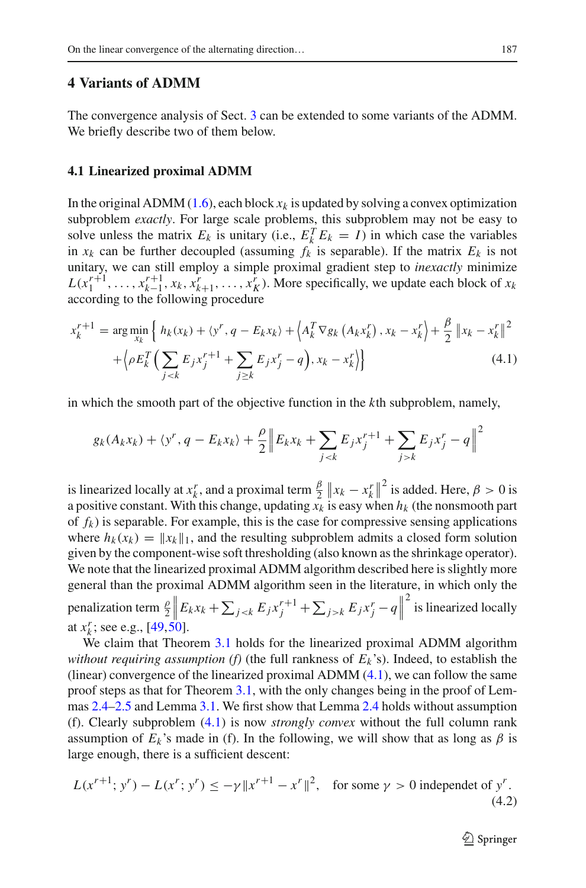## 4 Variants of ADMM

The convergence analysis of Sect. 3 can be extended to some variants of the ADMM. We briefly describe two of them below.

### 4.1 Linearized proximal ADMM

In the original ADMM (1.6), each block $x_k$ is updated by solving a convex optimization subproblem *exactly*. For large scale problems, this subproblem may not be easy to solve unless the matrix $E_k$ is unitary (i.e., $E_k^T E_k = I$) in which case the variables in $x_k$ can be further decoupled (assuming $f_k$ is separable). If the matrix $E_k$ is not unitary, we can still employ a simple proximal gradient step to *inexactly* minimize $L(x_1^{r+1}, \ldots, x_{k-1}^{r+1}, x_k, x_{k+1}^r, \ldots, x_K^r)$. More specifically, we update each block of $x_k$ according to the following procedure

$$
\begin{aligned}
x_k^{r+1} = \arg\min_{x_k} \Big\{ & h_k(x_k) + \langle y^r, q - E_k x_k \rangle + \left\langle A_k^T \nabla g_k\left(A_k x_k^r\right), x_k - x_k^r \right\rangle + \frac{\beta}{2}\left\|x_k - x_k^r\right\|^2 \\
& + \Big\langle \rho E_k^T \Big( \sum_{j<k} E_j x_j^{r+1} + \sum_{j \geq k} E_j x_j^r - q \Big), x_k - x_k^r \Big\rangle \Big\}
\end{aligned}
\tag{4.1}
$$

in which the smooth part of the objective function in the $k$th subproblem, namely,

$$
g_k(A_k x_k) + \langle y^r, q - E_k x_k \rangle + \frac{\rho}{2}\Big\| E_k x_k + \sum_{j<k} E_j x_j^{r+1} + \sum_{j>k} E_j x_j^r - q \Big\|^2
$$

is linearized locally at $x_k^r$, and a proximal term $\frac{\beta}{2}\left\|x_k - x_k^r\right\|^2$ is added. Here, $\beta > 0$ is a positive constant. With this change, updating $x_k$ is easy when $h_k$ (the nonsmooth part of $f_k$) is separable. For example, this is the case for compressive sensing applications where $h_k(x_k) = \|x_k\|_1$, and the resulting subproblem admits a closed form solution given by the component-wise soft thresholding (also known as the shrinkage operator). We note that the linearized proximal ADMM algorithm described here is slightly more general than the proximal ADMM algorithm seen in the literature, in which only the penalization term $\frac{\rho}{2}\Big\| E_k x_k + \sum_{j<k} E_j x_j^{r+1} + \sum_{j>k} E_j x_j^r - q \Big\|^2$ is linearized locally at $x_k^r$; see e.g., [49,50].

We claim that Theorem 3.1 holds for the linearized proximal ADMM algorithm *without requiring assumption (f)* (the full rankness of $E_k$'s). Indeed, to establish the (linear) convergence of the linearized proximal ADMM (4.1), we can follow the same proof steps as that for Theorem 3.1, with the only changes being in the proof of Lemmas 2.4–2.5 and Lemma 3.1. We first show that Lemma 2.4 holds without assumption (f). Clearly subproblem (4.1) is now *strongly convex* without the full column rank assumption of $E_k$'s made in (f). In the following, we will show that as long as $\beta$ is large enough, there is a sufficient descent:

$$
L(x^{r+1}; y^r) - L(x^r; y^r) \leq -\gamma \|x^{r+1} - x^r\|^2, \quad \text{for some } \gamma > 0 \text{ independet of } y^r.
\tag{4.2}
$$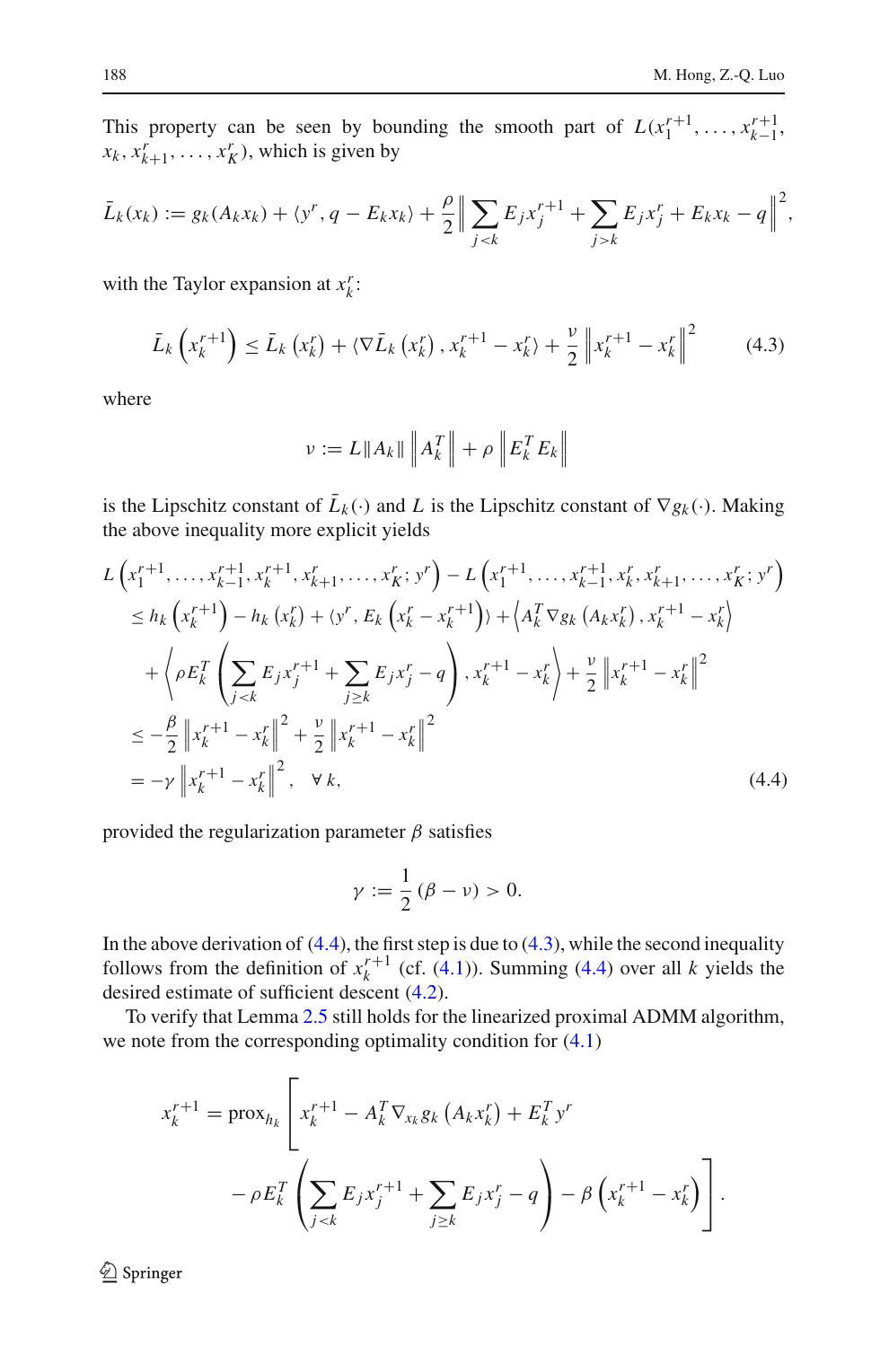This property can be seen by bounding the smooth part of $L(x_1^{r+1}, \ldots, x_{k-1}^{r+1}, x_k, x_{k+1}^r, \ldots, x_K^r)$, which is given by

$$
\bar{L}_k(x_k) := g_k(A_k x_k) + \langle y^r, q - E_k x_k \rangle + \frac{\rho}{2} \left\| \sum_{j<k} E_j x_j^{r+1} + \sum_{j>k} E_j x_j^r + E_k x_k - q \right\|^2,
$$

with the Taylor expansion at $x_k^r$:

$$
\bar{L}_k\left(x_k^{r+1}\right) \leq \bar{L}_k\left(x_k^r\right) + \langle \nabla \bar{L}_k\left(x_k^r\right), x_k^{r+1} - x_k^r \rangle + \frac{\nu}{2} \left\| x_k^{r+1} - x_k^r \right\|^2 \tag{4.3}
$$

where

$$
\nu := L \|A_k\| \left\| A_k^T \right\| + \rho \left\| E_k^T E_k \right\|
$$

is the Lipschitz constant of $\bar{L}_k(\cdot)$ and $L$ is the Lipschitz constant of $\nabla g_k(\cdot)$. Making the above inequality more explicit yields

$$
\begin{aligned}
&L\left(x_1^{r+1}, \ldots, x_{k-1}^{r+1}, x_k^{r+1}, x_{k+1}^r, \ldots, x_K^r; y^r\right) - L\left(x_1^{r+1}, \ldots, x_{k-1}^{r+1}, x_k^r, x_{k+1}^r, \ldots, x_K^r; y^r\right) \\
&\quad \leq h_k\left(x_k^{r+1}\right) - h_k\left(x_k^r\right) + \langle y^r, E_k\left(x_k^r - x_k^{r+1}\right) \rangle + \left\langle A_k^T \nabla g_k\left(A_k x_k^r\right), x_k^{r+1} - x_k^r \right\rangle \\
&\qquad + \left\langle \rho E_k^T \left( \sum_{j<k} E_j x_j^{r+1} + \sum_{j \geq k} E_j x_j^r - q \right), x_k^{r+1} - x_k^r \right\rangle + \frac{\nu}{2} \left\| x_k^{r+1} - x_k^r \right\|^2 \\
&\quad \leq -\frac{\beta}{2} \left\| x_k^{r+1} - x_k^r \right\|^2 + \frac{\nu}{2} \left\| x_k^{r+1} - x_k^r \right\|^2 \\
&\quad = -\gamma \left\| x_k^{r+1} - x_k^r \right\|^2, \quad \forall\, k,
\end{aligned} \tag{4.4}
$$

provided the regularization parameter $\beta$ satisfies

$$
\gamma := \frac{1}{2}(\beta - \nu) > 0.
$$

In the above derivation of (4.4), the first step is due to (4.3), while the second inequality follows from the definition of $x_k^{r+1}$ (cf. (4.1)). Summing (4.4) over all $k$ yields the desired estimate of sufficient descent (4.2).

To verify that Lemma 2.5 still holds for the linearized proximal ADMM algorithm, we note from the corresponding optimality condition for (4.1)

$$
\begin{aligned}
x_k^{r+1} = \operatorname{prox}_{h_k} \Bigg[ & x_k^{r+1} - A_k^T \nabla_{x_k} g_k\left(A_k x_k^r\right) + E_k^T y^r \\
& - \rho E_k^T \left( \sum_{j<k} E_j x_j^{r+1} + \sum_{j \geq k} E_j x_j^r - q \right) - \beta\left(x_k^{r+1} - x_k^r\right) \Bigg].
\end{aligned}
$$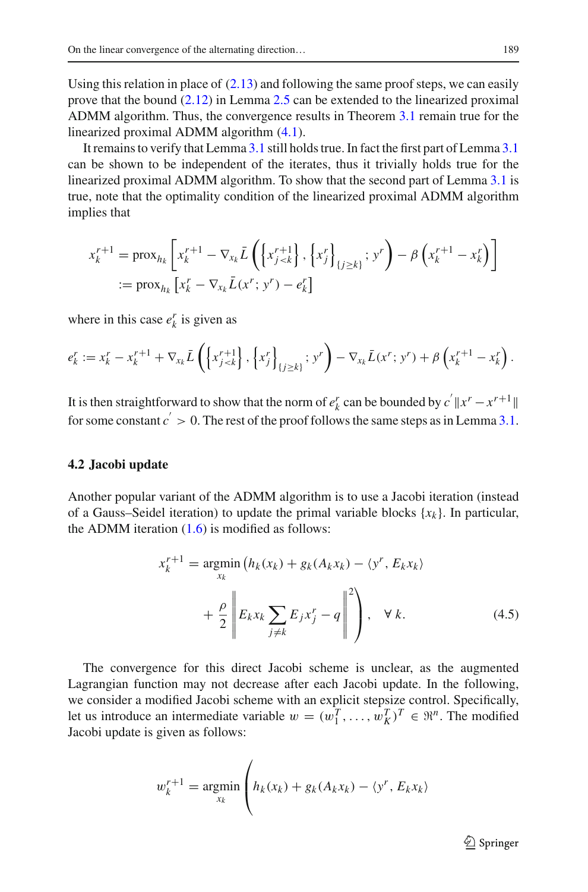Using this relation in place of (2.13) and following the same proof steps, we can easily prove that the bound (2.12) in Lemma 2.5 can be extended to the linearized proximal ADMM algorithm. Thus, the convergence results in Theorem 3.1 remain true for the linearized proximal ADMM algorithm (4.1).

It remains to verify that Lemma 3.1 still holds true. In fact the first part of Lemma 3.1 can be shown to be independent of the iterates, thus it trivially holds true for the linearized proximal ADMM algorithm. To show that the second part of Lemma 3.1 is true, note that the optimality condition of the linearized proximal ADMM algorithm implies that

$$
\begin{aligned}
x_k^{r+1} &= \operatorname{prox}_{h_k}\left[x_k^{r+1} - \nabla_{x_k}\bar{L}\left(\left\{x_{j<k}^{r+1}\right\}, \left\{x_j^r\right\}_{\{j\geq k\}}; y^r\right) - \beta\left(x_k^{r+1} - x_k^r\right)\right] \\
&:= \operatorname{prox}_{h_k}\left[x_k^r - \nabla_{x_k}\bar{L}(x^r; y^r) - e_k^r\right]
\end{aligned}
$$

where in this case $e_k^r$ is given as

$$
e_k^r := x_k^r - x_k^{r+1} + \nabla_{x_k}\bar{L}\left(\left\{x_{j<k}^{r+1}\right\}, \left\{x_j^r\right\}_{\{j\geq k\}}; y^r\right) - \nabla_{x_k}\bar{L}(x^r; y^r) + \beta\left(x_k^{r+1} - x_k^r\right).
$$

It is then straightforward to show that the norm of $e_k^r$ can be bounded by $c'\|x^r - x^{r+1}\|$ for some constant $c' > 0$. The rest of the proof follows the same steps as in Lemma 3.1.

### 4.2 Jacobi update

Another popular variant of the ADMM algorithm is to use a Jacobi iteration (instead of a Gauss–Seidel iteration) to update the primal variable blocks $\{x_k\}$. In particular, the ADMM iteration (1.6) is modified as follows:

$$
\begin{aligned}
x_k^{r+1} = \operatorname*{argmin}_{x_k} \Big( & h_k(x_k) + g_k(A_k x_k) - \langle y^r, E_k x_k\rangle \\
& + \frac{\rho}{2}\Big\|E_k x_k \sum_{j\neq k} E_j x_j^r - q\Big\|^2\Big), \quad \forall\, k.
\end{aligned} \tag{4.5}
$$

The convergence for this direct Jacobi scheme is unclear, as the augmented Lagrangian function may not decrease after each Jacobi update. In the following, we consider a modified Jacobi scheme with an explicit stepsize control. Specifically, let us introduce an intermediate variable $w = (w_1^T, \ldots, w_K^T)^T \in \Re^n$. The modified Jacobi update is given as follows:

$$
w_k^{r+1} = \operatorname*{argmin}_{x_k} \Big( h_k(x_k) + g_k(A_k x_k) - \langle y^r, E_k x_k\rangle
$$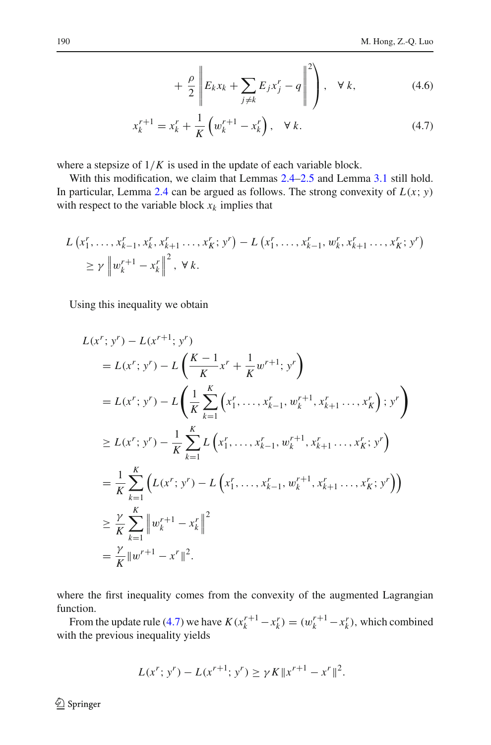$$+ \frac{\rho}{2} \left\| E_k x_k + \sum_{j \neq k} E_j x_j^r - q \right\|^2 \Bigg), \quad \forall\, k, \tag{4.6}$$

$$x_k^{r+1} = x_k^r + \frac{1}{K} \left( w_k^{r+1} - x_k^r \right), \quad \forall\, k. \tag{4.7}$$

where a stepsize of $1/K$ is used in the update of each variable block.

With this modification, we claim that Lemmas 2.4–2.5 and Lemma 3.1 still hold. In particular, Lemma 2.4 can be argued as follows. The strong convexity of $L(x; y)$ with respect to the variable block $x_k$ implies that

$$L\left(x_1^r, \ldots, x_{k-1}^r, x_k^r, x_{k+1}^r \ldots, x_K^r; y^r\right) - L\left(x_1^r, \ldots, x_{k-1}^r, w_k^r, x_{k+1}^r \ldots, x_K^r; y^r\right)$$
$$\geq \gamma \left\| w_k^{r+1} - x_k^r \right\|^2, \ \forall\, k.$$

Using this inequality we obtain

$$\begin{aligned}
&L(x^r; y^r) - L(x^{r+1}; y^r) \\
&= L(x^r; y^r) - L\left(\frac{K-1}{K} x^r + \frac{1}{K} w^{r+1}; y^r\right) \\
&= L(x^r; y^r) - L\left(\frac{1}{K} \sum_{k=1}^{K} \left(x_1^r, \ldots, x_{k-1}^r, w_k^{r+1}, x_{k+1}^r \ldots, x_K^r\right); y^r\right) \\
&\geq L(x^r; y^r) - \frac{1}{K} \sum_{k=1}^{K} L\left(x_1^r, \ldots, x_{k-1}^r, w_k^{r+1}, x_{k+1}^r \ldots, x_K^r; y^r\right) \\
&= \frac{1}{K} \sum_{k=1}^{K} \left( L(x^r; y^r) - L\left(x_1^r, \ldots, x_{k-1}^r, w_k^{r+1}, x_{k+1}^r \ldots, x_K^r; y^r\right)\right) \\
&\geq \frac{\gamma}{K} \sum_{k=1}^{K} \left\| w_k^{r+1} - x_k^r \right\|^2 \\
&= \frac{\gamma}{K} \| w^{r+1} - x^r \|^2.
\end{aligned}$$

where the first inequality comes from the convexity of the augmented Lagrangian function.

From the update rule (4.7) we have $K(x_k^{r+1} - x_k^r) = (w_k^{r+1} - x_k^r)$, which combined with the previous inequality yields

$$L(x^r; y^r) - L(x^{r+1}; y^r) \geq \gamma K \|x^{r+1} - x^r\|^2.$$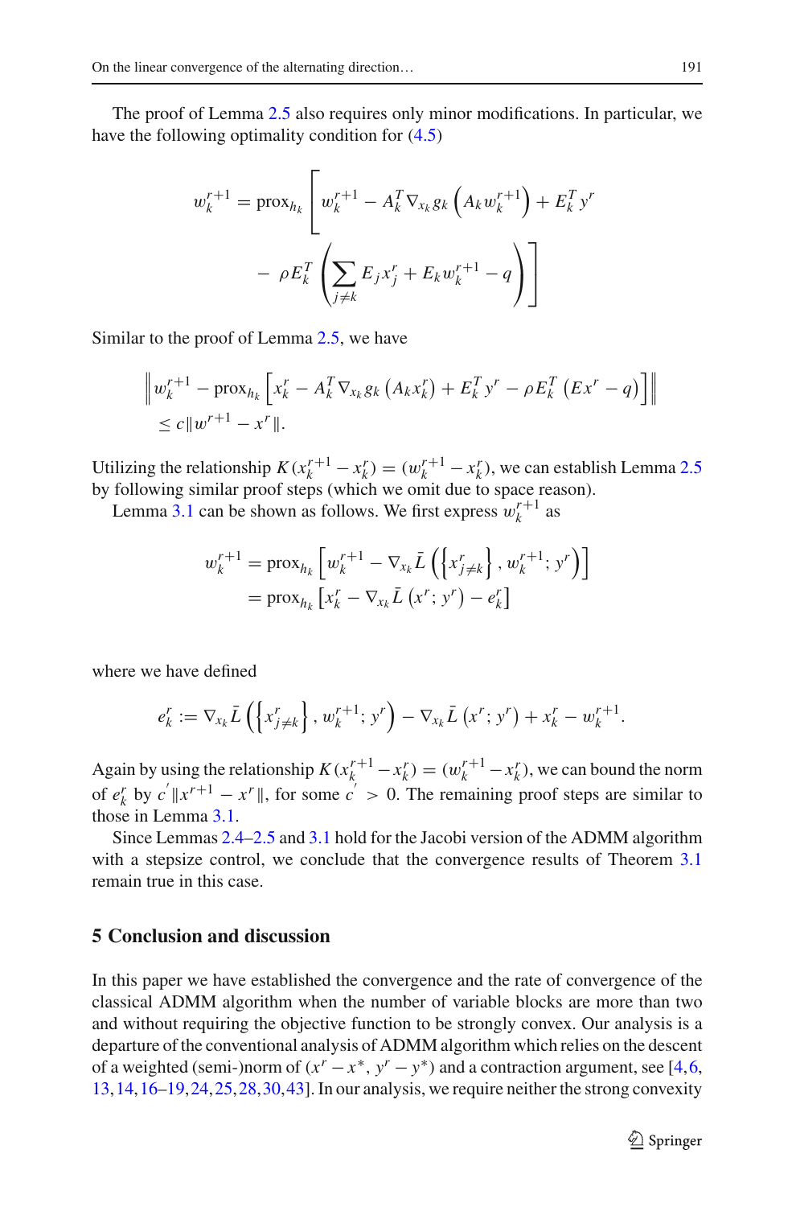The proof of Lemma 2.5 also requires only minor modifications. In particular, we have the following optimality condition for (4.5)

$$
\begin{aligned}
w_k^{r+1} = \operatorname{prox}_{h_k} \Bigg[ & w_k^{r+1} - A_k^T \nabla_{x_k} g_k \left( A_k w_k^{r+1} \right) + E_k^T y^r \\
& - \rho E_k^T \left( \sum_{j \neq k} E_j x_j^r + E_k w_k^{r+1} - q \right) \Bigg]
\end{aligned}
$$

Similar to the proof of Lemma 2.5, we have

$$
\begin{aligned}
& \left\| w_k^{r+1} - \operatorname{prox}_{h_k} \left[ x_k^r - A_k^T \nabla_{x_k} g_k \left( A_k x_k^r \right) + E_k^T y^r - \rho E_k^T \left( E x^r - q \right) \right] \right\| \\
& \leq c \| w^{r+1} - x^r \|.
\end{aligned}
$$

Utilizing the relationship $K(x_k^{r+1} - x_k^r) = (w_k^{r+1} - x_k^r)$, we can establish Lemma 2.5 by following similar proof steps (which we omit due to space reason).

Lemma 3.1 can be shown as follows. We first express $w_k^{r+1}$ as

$$
\begin{aligned}
w_k^{r+1} &= \operatorname{prox}_{h_k} \left[ w_k^{r+1} - \nabla_{x_k} \bar{L} \left( \left\{ x_{j \neq k}^r \right\}, w_k^{r+1}; y^r \right) \right] \\
&= \operatorname{prox}_{h_k} \left[ x_k^r - \nabla_{x_k} \bar{L} \left( x^r; y^r \right) - e_k^r \right]
\end{aligned}
$$

where we have defined

$$
e_k^r := \nabla_{x_k} \bar{L} \left( \left\{ x_{j \neq k}^r \right\}, w_k^{r+1}; y^r \right) - \nabla_{x_k} \bar{L} \left( x^r; y^r \right) + x_k^r - w_k^{r+1}.
$$

Again by using the relationship $K(x_k^{r+1} - x_k^r) = (w_k^{r+1} - x_k^r)$, we can bound the norm of $e_k^r$ by $c^{'} \| x^{r+1} - x^r \|$, for some $c^{'} > 0$. The remaining proof steps are similar to those in Lemma 3.1.

Since Lemmas 2.4–2.5 and 3.1 hold for the Jacobi version of the ADMM algorithm with a stepsize control, we conclude that the convergence results of Theorem 3.1 remain true in this case.

## 5 Conclusion and discussion

In this paper we have established the convergence and the rate of convergence of the classical ADMM algorithm when the number of variable blocks are more than two and without requiring the objective function to be strongly convex. Our analysis is a departure of the conventional analysis of ADMM algorithm which relies on the descent of a weighted (semi-)norm of $(x^r - x^*, y^r - y^*)$ and a contraction argument, see [4,6, 13,14,16–19,24,25,28,30,43]. In our analysis, we require neither the strong convexity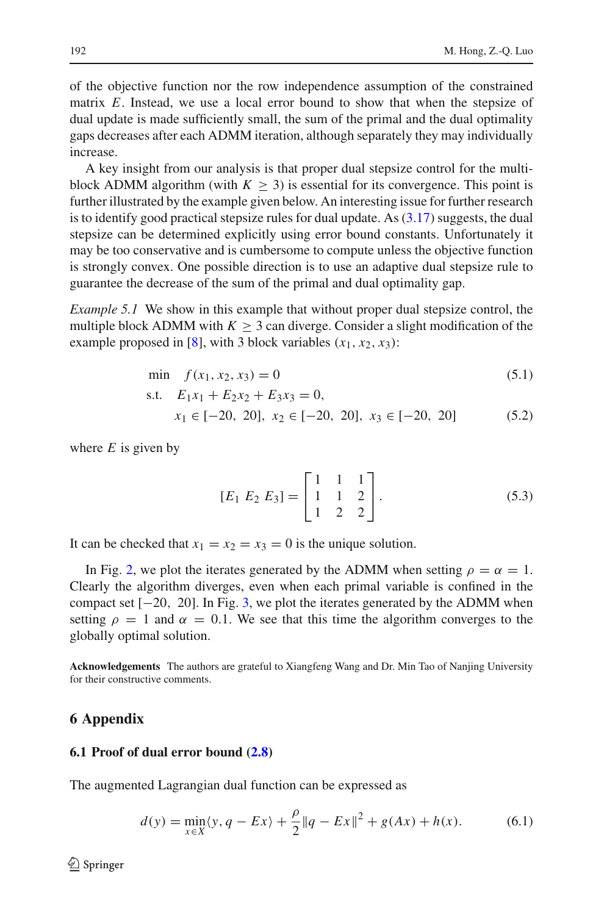of the objective function nor the row independence assumption of the constrained matrix $E$. Instead, we use a local error bound to show that when the stepsize of dual update is made sufficiently small, the sum of the primal and the dual optimality gaps decreases after each ADMM iteration, although separately they may individually increase.

A key insight from our analysis is that proper dual stepsize control for the multi-block ADMM algorithm (with $K \geq 3$) is essential for its convergence. This point is further illustrated by the example given below. An interesting issue for further research is to identify good practical stepsize rules for dual update. As (3.17) suggests, the dual stepsize can be determined explicitly using error bound constants. Unfortunately it may be too conservative and is cumbersome to compute unless the objective function is strongly convex. One possible direction is to use an adaptive dual stepsize rule to guarantee the decrease of the sum of the primal and dual optimality gap.

*Example 5.1* We show in this example that without proper dual stepsize control, the multiple block ADMM with $K \geq 3$ can diverge. Consider a slight modification of the example proposed in [8], with 3 block variables $(x_1, x_2, x_3)$:

$$
\begin{aligned}
\min \quad & f(x_1, x_2, x_3) = 0 && (5.1)\\
\text{s.t.} \quad & E_1 x_1 + E_2 x_2 + E_3 x_3 = 0, \\
& x_1 \in [-20,\ 20],\ x_2 \in [-20,\ 20],\ x_3 \in [-20,\ 20] && (5.2)
\end{aligned}
$$

where $E$ is given by

$$
[E_1\ E_2\ E_3] = \begin{bmatrix} 1 & 1 & 1 \\ 1 & 1 & 2 \\ 1 & 2 & 2 \end{bmatrix}. \tag{5.3}
$$

It can be checked that $x_1 = x_2 = x_3 = 0$ is the unique solution.

In Fig. 2, we plot the iterates generated by the ADMM when setting $\rho = \alpha = 1$. Clearly the algorithm diverges, even when each primal variable is confined in the compact set $[-20,\ 20]$. In Fig. 3, we plot the iterates generated by the ADMM when setting $\rho = 1$ and $\alpha = 0.1$. We see that this time the algorithm converges to the globally optimal solution.

**Acknowledgements** The authors are grateful to Xiangfeng Wang and Dr. Min Tao of Nanjing University for their constructive comments.

## 6 Appendix

### 6.1 Proof of dual error bound (2.8)

The augmented Lagrangian dual function can be expressed as

$$
d(y) = \min_{x \in X} \langle y, q - Ex \rangle + \frac{\rho}{2} \|q - Ex\|^2 + g(Ax) + h(x). \tag{6.1}
$$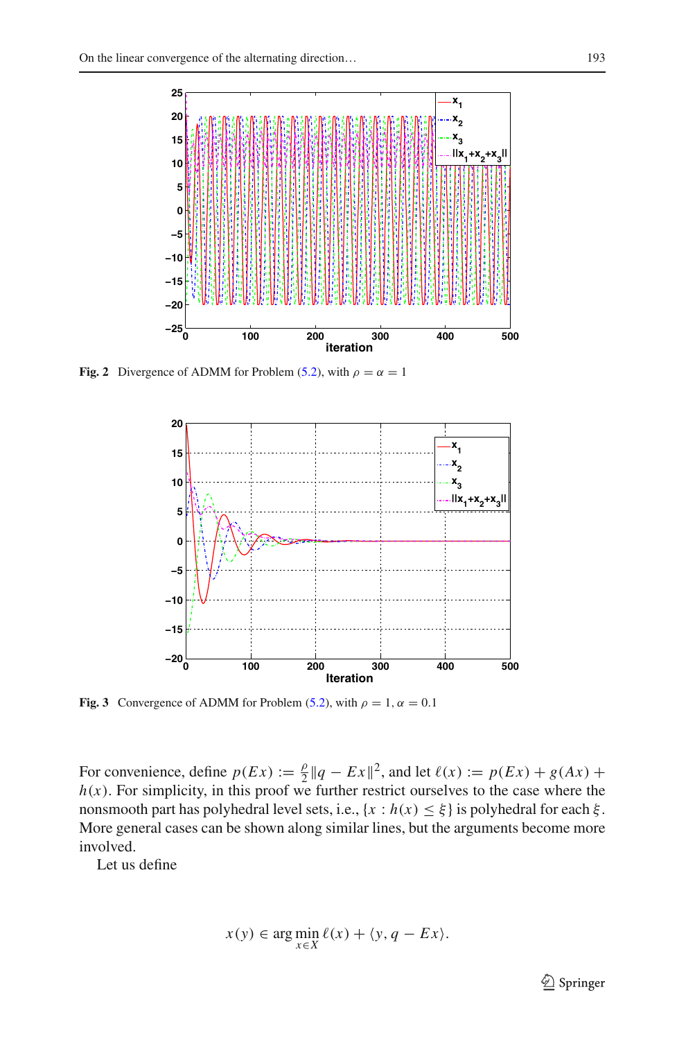**Fig. 2** Divergence of ADMM for Problem (5.2), with $\rho = \alpha = 1$

**Fig. 3** Convergence of ADMM for Problem (5.2), with $\rho = 1$, $\alpha = 0.1$

For convenience, define $p(Ex) := \frac{\rho}{2}\|q - Ex\|^2$, and let $\ell(x) := p(Ex) + g(Ax) + h(x)$. For simplicity, in this proof we further restrict ourselves to the case where the nonsmooth part has polyhedral level sets, i.e., $\{x : h(x) \leq \xi\}$ is polyhedral for each $\xi$. More general cases can be shown along similar lines, but the arguments become more involved.

Let us define

$$x(y) \in \arg\min_{x \in X} \ell(x) + \langle y, q - Ex \rangle.$$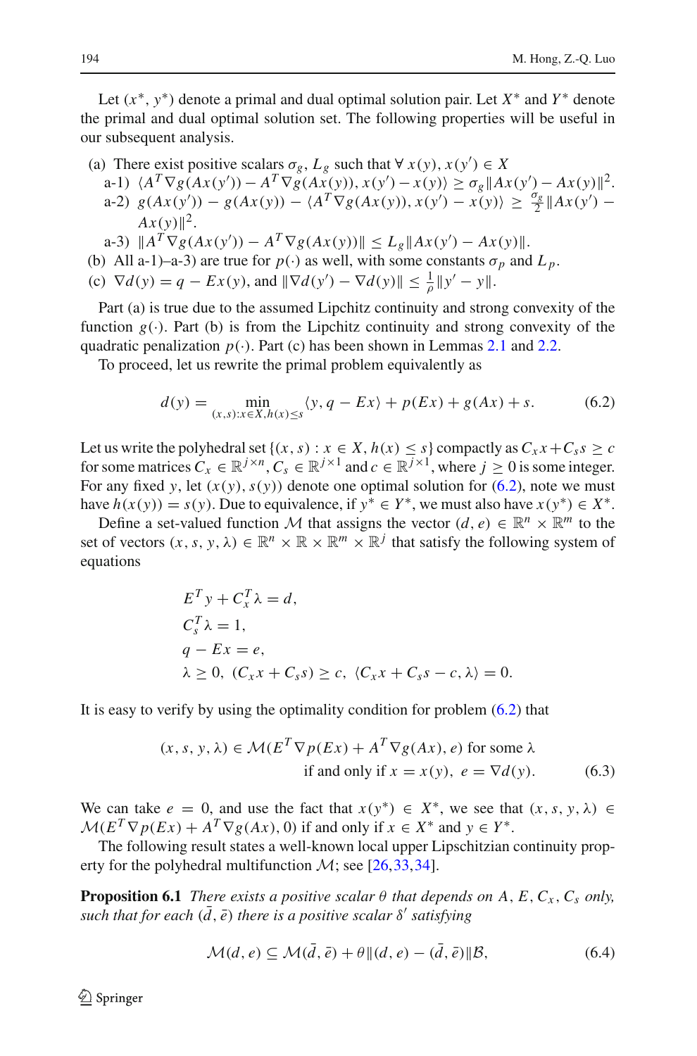Let $(x^*, y^*)$ denote a primal and dual optimal solution pair. Let $X^*$ and $Y^*$ denote the primal and dual optimal solution set. The following properties will be useful in our subsequent analysis.

(a) There exist positive scalars $\sigma_g$, $L_g$ such that $\forall\, x(y), x(y') \in X$
   a-1) $\langle A^T \nabla g(Ax(y')) - A^T \nabla g(Ax(y)), x(y') - x(y)\rangle \ge \sigma_g \|Ax(y') - Ax(y)\|^2$.
   a-2) $g(Ax(y')) - g(Ax(y)) - \langle A^T \nabla g(Ax(y)), x(y') - x(y)\rangle \ge \frac{\sigma_g}{2}\|Ax(y') - Ax(y)\|^2$.
   a-3) $\|A^T \nabla g(Ax(y')) - A^T \nabla g(Ax(y))\| \le L_g \|Ax(y') - Ax(y)\|$.
(b) All a-1)–a-3) are true for $p(\cdot)$ as well, with some constants $\sigma_p$ and $L_p$.
(c) $\nabla d(y) = q - Ex(y)$, and $\|\nabla d(y') - \nabla d(y)\| \le \frac{1}{\rho}\|y' - y\|$.

Part (a) is true due to the assumed Lipchitz continuity and strong convexity of the function $g(\cdot)$. Part (b) is from the Lipchitz continuity and strong convexity of the quadratic penalization $p(\cdot)$. Part (c) has been shown in Lemmas 2.1 and 2.2.

To proceed, let us rewrite the primal problem equivalently as

$$d(y) = \min_{(x,s):x\in X, h(x)\le s} \langle y, q - Ex\rangle + p(Ex) + g(Ax) + s. \tag{6.2}$$

Let us write the polyhedral set $\{(x, s) : x \in X, h(x) \le s\}$ compactly as $C_x x + C_s s \ge c$ for some matrices $C_x \in \mathbb{R}^{j\times n}$, $C_s \in \mathbb{R}^{j\times 1}$ and $c \in \mathbb{R}^{j\times 1}$, where $j \ge 0$ is some integer. For any fixed $y$, let $(x(y), s(y))$ denote one optimal solution for (6.2), note we must have $h(x(y)) = s(y)$. Due to equivalence, if $y^* \in Y^*$, we must also have $x(y^*) \in X^*$.

Define a set-valued function $\mathcal{M}$ that assigns the vector $(d, e) \in \mathbb{R}^n \times \mathbb{R}^m$ to the set of vectors $(x, s, y, \lambda) \in \mathbb{R}^n \times \mathbb{R} \times \mathbb{R}^m \times \mathbb{R}^j$ that satisfy the following system of equations

$$
\begin{aligned}
&E^T y + C_x^T \lambda = d,\\
&C_s^T \lambda = 1,\\
&q - Ex = e,\\
&\lambda \ge 0,\ (C_x x + C_s s) \ge c,\ \langle C_x x + C_s s - c, \lambda\rangle = 0.
\end{aligned}
$$

It is easy to verify by using the optimality condition for problem (6.2) that

$$
\begin{aligned}
(x, s, y, \lambda) \in \mathcal{M}(E^T \nabla p(Ex) + A^T \nabla g(Ax), e) &\text{ for some } \lambda\\
&\text{if and only if } x = x(y),\ e = \nabla d(y).
\end{aligned} \tag{6.3}
$$

We can take $e = 0$, and use the fact that $x(y^*) \in X^*$, we see that $(x, s, y, \lambda) \in \mathcal{M}(E^T \nabla p(Ex) + A^T \nabla g(Ax), 0)$ if and only if $x \in X^*$ and $y \in Y^*$.

The following result states a well-known local upper Lipschitzian continuity property for the polyhedral multifunction $\mathcal{M}$; see [26,33,34].

**Proposition 6.1** *There exists a positive scalar $\theta$ that depends on $A$, $E$, $C_x$, $C_s$ only, such that for each $(\bar{d}, \bar{e})$ there is a positive scalar $\delta'$ satisfying*

$$\mathcal{M}(d, e) \subseteq \mathcal{M}(\bar{d}, \bar{e}) + \theta\|(d, e) - (\bar{d}, \bar{e})\|\mathcal{B}, \tag{6.4}$$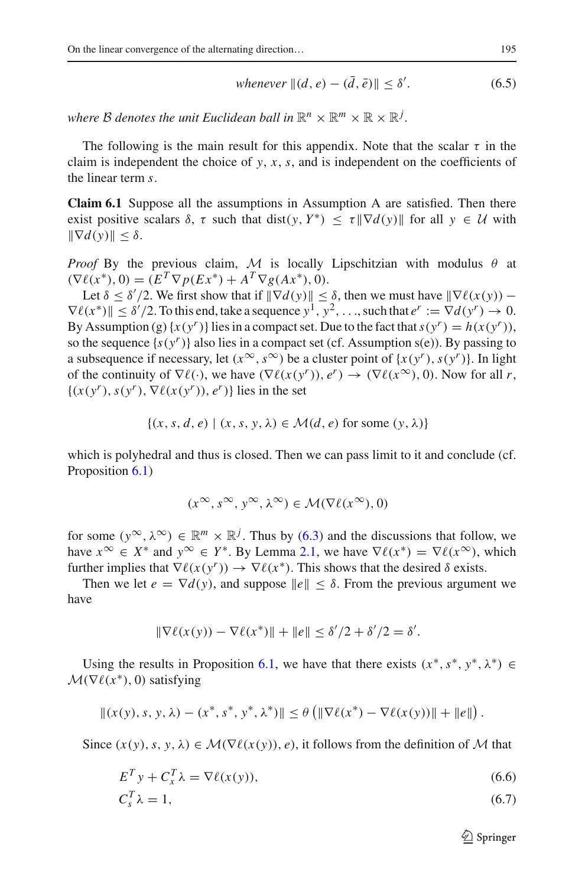$$\textit{whenever } \|(d,e)-(\bar{d},\bar{e})\| \le \delta'. \tag{6.5}$$

*where $\mathcal{B}$ denotes the unit Euclidean ball in $\mathbb{R}^n \times \mathbb{R}^m \times \mathbb{R} \times \mathbb{R}^j$.*

The following is the main result for this appendix. Note that the scalar $\tau$ in the claim is independent the choice of $y$, $x$, $s$, and is independent on the coefficients of the linear term $s$.

**Claim 6.1** Suppose all the assumptions in Assumption A are satisfied. Then there exist positive scalars $\delta$, $\tau$ such that $\text{dist}(y, Y^*) \le \tau \|\nabla d(y)\|$ for all $y \in \mathcal{U}$ with $\|\nabla d(y)\| \le \delta$.

*Proof* By the previous claim, $\mathcal{M}$ is locally Lipschitzian with modulus $\theta$ at $(\nabla \ell(x^*), 0) = (E^T \nabla p(Ex^*) + A^T \nabla g(Ax^*), 0)$.

Let $\delta \le \delta'/2$. We first show that if $\|\nabla d(y)\| \le \delta$, then we must have $\|\nabla \ell(x(y)) - \nabla \ell(x^*)\| \le \delta'/2$. To this end, take a sequence $y^1, y^2, \ldots$, such that $e^r := \nabla d(y^r) \to 0$. By Assumption (g) $\{x(y^r)\}$ lies in a compact set. Due to the fact that $s(y^r) = h(x(y^r))$, so the sequence $\{s(y^r)\}$ also lies in a compact set (cf. Assumption s(e)). By passing to a subsequence if necessary, let $(x^\infty, s^\infty)$ be a cluster point of $\{x(y^r), s(y^r)\}$. In light of the continuity of $\nabla \ell(\cdot)$, we have $(\nabla \ell(x(y^r)), e^r) \to (\nabla \ell(x^\infty), 0)$. Now for all $r$, $\{(x(y^r), s(y^r), \nabla \ell(x(y^r)), e^r)\}$ lies in the set

$$\{(x, s, d, e) \mid (x, s, y, \lambda) \in \mathcal{M}(d, e) \text{ for some } (y, \lambda)\}$$

which is polyhedral and thus is closed. Then we can pass limit to it and conclude (cf. Proposition 6.1)

$$(x^\infty, s^\infty, y^\infty, \lambda^\infty) \in \mathcal{M}(\nabla \ell(x^\infty), 0)$$

for some $(y^\infty, \lambda^\infty) \in \mathbb{R}^m \times \mathbb{R}^j$. Thus by (6.3) and the discussions that follow, we have $x^\infty \in X^*$ and $y^\infty \in Y^*$. By Lemma 2.1, we have $\nabla \ell(x^*) = \nabla \ell(x^\infty)$, which further implies that $\nabla \ell(x(y^r)) \to \nabla \ell(x^*)$. This shows that the desired $\delta$ exists.

Then we let $e = \nabla d(y)$, and suppose $\|e\| \le \delta$. From the previous argument we have

$$\|\nabla \ell(x(y)) - \nabla \ell(x^*)\| + \|e\| \le \delta'/2 + \delta'/2 = \delta'.$$

Using the results in Proposition 6.1, we have that there exists $(x^*, s^*, y^*, \lambda^*) \in \mathcal{M}(\nabla \ell(x^*), 0)$ satisfying

$$\|(x(y), s, y, \lambda) - (x^*, s^*, y^*, \lambda^*)\| \le \theta \left(\|\nabla \ell(x^*) - \nabla \ell(x(y))\| + \|e\|\right).$$

Since $(x(y), s, y, \lambda) \in \mathcal{M}(\nabla \ell(x(y)), e)$, it follows from the definition of $\mathcal{M}$ that

$$E^T y + C_x^T \lambda = \nabla \ell(x(y)), \tag{6.6}$$

$$C_s^T \lambda = 1, \tag{6.7}$$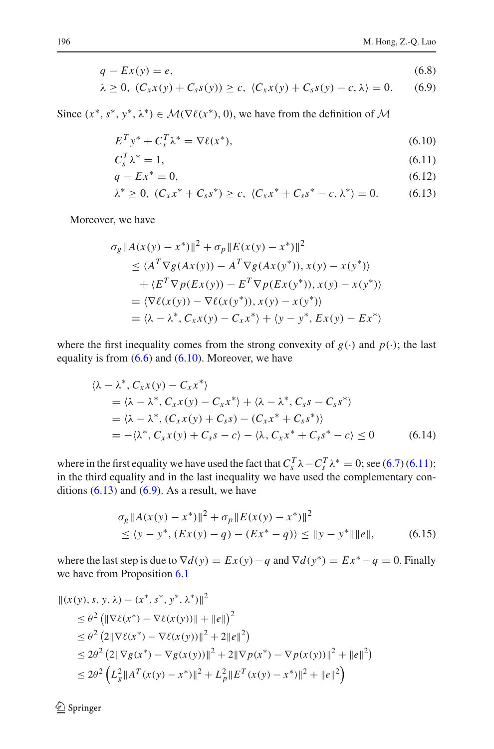$$
q - Ex(y) = e, \tag{6.8}
$$

$$
\lambda \geq 0,\ (C_x x(y) + C_s s(y)) \geq c,\ \langle C_x x(y) + C_s s(y) - c, \lambda \rangle = 0. \tag{6.9}
$$

Since $(x^*, s^*, y^*, \lambda^*) \in \mathcal{M}(\nabla \ell(x^*), 0)$, we have from the definition of $\mathcal{M}$

$$
E^T y^* + C_x^T \lambda^* = \nabla \ell(x^*), \tag{6.10}
$$

$$
C_s^T \lambda^* = 1, \tag{6.11}
$$

$$
q - Ex^* = 0, \tag{6.12}
$$

$$
\lambda^* \geq 0,\ (C_x x^* + C_s s^*) \geq c,\ \langle C_x x^* + C_s s^* - c, \lambda^* \rangle = 0. \tag{6.13}
$$

Moreover, we have

$$
\begin{aligned}
&\sigma_g \|A(x(y) - x^*)\|^2 + \sigma_p \|E(x(y) - x^*)\|^2 \\
&\quad \leq \langle A^T \nabla g(Ax(y)) - A^T \nabla g(Ax(y^*)), x(y) - x(y^*) \rangle \\
&\qquad + \langle E^T \nabla p(Ex(y)) - E^T \nabla p(Ex(y^*)), x(y) - x(y^*) \rangle \\
&\quad = \langle \nabla \ell(x(y)) - \nabla \ell(x(y^*)), x(y) - x(y^*) \rangle \\
&\quad = \langle \lambda - \lambda^*, C_x x(y) - C_x x^* \rangle + \langle y - y^*, Ex(y) - Ex^* \rangle
\end{aligned}
$$

where the first inequality comes from the strong convexity of $g(\cdot)$ and $p(\cdot)$; the last equality is from (6.6) and (6.10). Moreover, we have

$$
\begin{aligned}
&\langle \lambda - \lambda^*, C_x x(y) - C_x x^* \rangle \\
&\quad = \langle \lambda - \lambda^*, C_x x(y) - C_x x^* \rangle + \langle \lambda - \lambda^*, C_s s - C_s s^* \rangle \\
&\quad = \langle \lambda - \lambda^*, (C_x x(y) + C_s s) - (C_x x^* + C_s s^*) \rangle \\
&\quad = -\langle \lambda^*, C_x x(y) + C_s s - c \rangle - \langle \lambda, C_x x^* + C_s s^* - c \rangle \leq 0
\end{aligned} \tag{6.14}
$$

where in the first equality we have used the fact that $C_s^T \lambda - C_s^T \lambda^* = 0$; see (6.7) (6.11); in the third equality and in the last inequality we have used the complementary conditions (6.13) and (6.9). As a result, we have

$$
\begin{aligned}
&\sigma_g \|A(x(y) - x^*)\|^2 + \sigma_p \|E(x(y) - x^*)\|^2 \\
&\quad \leq \langle y - y^*, (Ex(y) - q) - (Ex^* - q) \rangle \leq \|y - y^*\| \|e\|,
\end{aligned} \tag{6.15}
$$

where the last step is due to $\nabla d(y) = Ex(y) - q$ and $\nabla d(y^*) = Ex^* - q = 0$. Finally we have from Proposition 6.1

$$
\begin{aligned}
&\|(x(y), s, y, \lambda) - (x^*, s^*, y^*, \lambda^*)\|^2 \\
&\quad \leq \theta^2 \left( \|\nabla \ell(x^*) - \nabla \ell(x(y))\| + \|e\| \right)^2 \\
&\quad \leq \theta^2 \left( 2\|\nabla \ell(x^*) - \nabla \ell(x(y))\|^2 + 2\|e\|^2 \right) \\
&\quad \leq 2\theta^2 \left( 2\|\nabla g(x^*) - \nabla g(x(y))\|^2 + 2\|\nabla p(x^*) - \nabla p(x(y))\|^2 + \|e\|^2 \right) \\
&\quad \leq 2\theta^2 \left( L_g^2 \|A^T(x(y) - x^*)\|^2 + L_p^2 \|E^T(x(y) - x^*)\|^2 + \|e\|^2 \right)
\end{aligned}
$$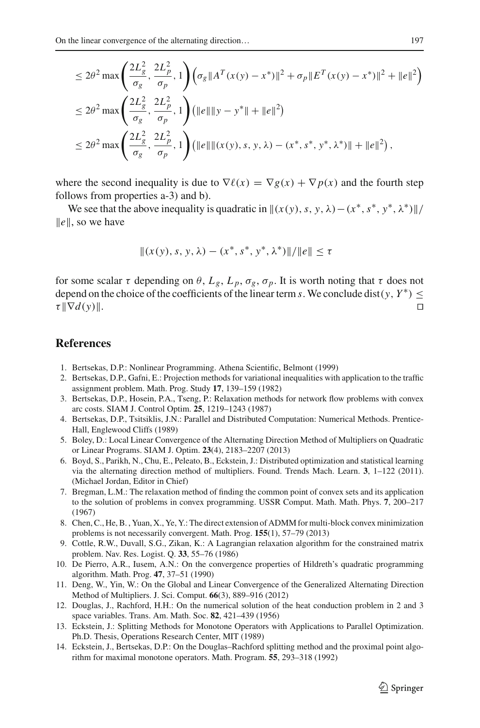$$
\begin{aligned}
&\leq 2\theta^2 \max\left(\frac{2L_g^2}{\sigma_g}, \frac{2L_p^2}{\sigma_p}, 1\right)\left(\sigma_g\|A^T(x(y)-x^*)\|^2 + \sigma_p\|E^T(x(y)-x^*)\|^2 + \|e\|^2\right) \\
&\leq 2\theta^2 \max\left(\frac{2L_g^2}{\sigma_g}, \frac{2L_p^2}{\sigma_p}, 1\right)\left(\|e\|\|y-y^*\| + \|e\|^2\right) \\
&\leq 2\theta^2 \max\left(\frac{2L_g^2}{\sigma_g}, \frac{2L_p^2}{\sigma_p}, 1\right)\left(\|e\|\|(x(y), s, y, \lambda) - (x^*, s^*, y^*, \lambda^*)\| + \|e\|^2\right),
\end{aligned}
$$

where the second inequality is due to $\nabla \ell(x) = \nabla g(x) + \nabla p(x)$ and the fourth step follows from properties a-3) and b).

We see that the above inequality is quadratic in $\|(x(y), s, y, \lambda) - (x^*, s^*, y^*, \lambda^*)\|/\|e\|$, so we have

$$
\|(x(y), s, y, \lambda) - (x^*, s^*, y^*, \lambda^*)\|/\|e\| \leq \tau
$$

for some scalar $\tau$ depending on $\theta$, $L_g$, $L_p$, $\sigma_g$, $\sigma_p$. It is worth noting that $\tau$ does not depend on the choice of the coefficients of the linear term $s$. We conclude $\text{dist}(y, Y^*) \leq \tau\|\nabla d(y)\|$. □

## References

1. Bertsekas, D.P.: Nonlinear Programming. Athena Scientific, Belmont (1999)
2. Bertsekas, D.P., Gafni, E.: Projection methods for variational inequalities with application to the traffic assignment problem. Math. Prog. Study **17**, 139–159 (1982)
3. Bertsekas, D.P., Hosein, P.A., Tseng, P.: Relaxation methods for network flow problems with convex arc costs. SIAM J. Control Optim. **25**, 1219–1243 (1987)
4. Bertsekas, D.P., Tsitsiklis, J.N.: Parallel and Distributed Computation: Numerical Methods. Prentice-Hall, Englewood Cliffs (1989)
5. Boley, D.: Local Linear Convergence of the Alternating Direction Method of Multipliers on Quadratic or Linear Programs. SIAM J. Optim. **23**(4), 2183–2207 (2013)
6. Boyd, S., Parikh, N., Chu, E., Peleato, B., Eckstein, J.: Distributed optimization and statistical learning via the alternating direction method of multipliers. Found. Trends Mach. Learn. **3**, 1–122 (2011). (Michael Jordan, Editor in Chief)
7. Bregman, L.M.: The relaxation method of finding the common point of convex sets and its application to the solution of problems in convex programming. USSR Comput. Math. Math. Phys. **7**, 200–217 (1967)
8. Chen, C., He, B. , Yuan, X., Ye, Y.: The direct extension of ADMM for multi-block convex minimization problems is not necessarily convergent. Math. Prog. **155**(1), 57–79 (2013)
9. Cottle, R.W., Duvall, S.G., Zikan, K.: A Lagrangian relaxation algorithm for the constrained matrix problem. Nav. Res. Logist. Q. **33**, 55–76 (1986)
10. De Pierro, A.R., Iusem, A.N.: On the convergence properties of Hildreth's quadratic programming algorithm. Math. Prog. **47**, 37–51 (1990)
11. Deng, W., Yin, W.: On the Global and Linear Convergence of the Generalized Alternating Direction Method of Multipliers. J. Sci. Comput. **66**(3), 889–916 (2012)
12. Douglas, J., Rachford, H.H.: On the numerical solution of the heat conduction problem in 2 and 3 space variables. Trans. Am. Math. Soc. **82**, 421–439 (1956)
13. Eckstein, J.: Splitting Methods for Monotone Operators with Applications to Parallel Optimization. Ph.D. Thesis, Operations Research Center, MIT (1989)
14. Eckstein, J., Bertsekas, D.P.: On the Douglas–Rachford splitting method and the proximal point algorithm for maximal monotone operators. Math. Program. **55**, 293–318 (1992)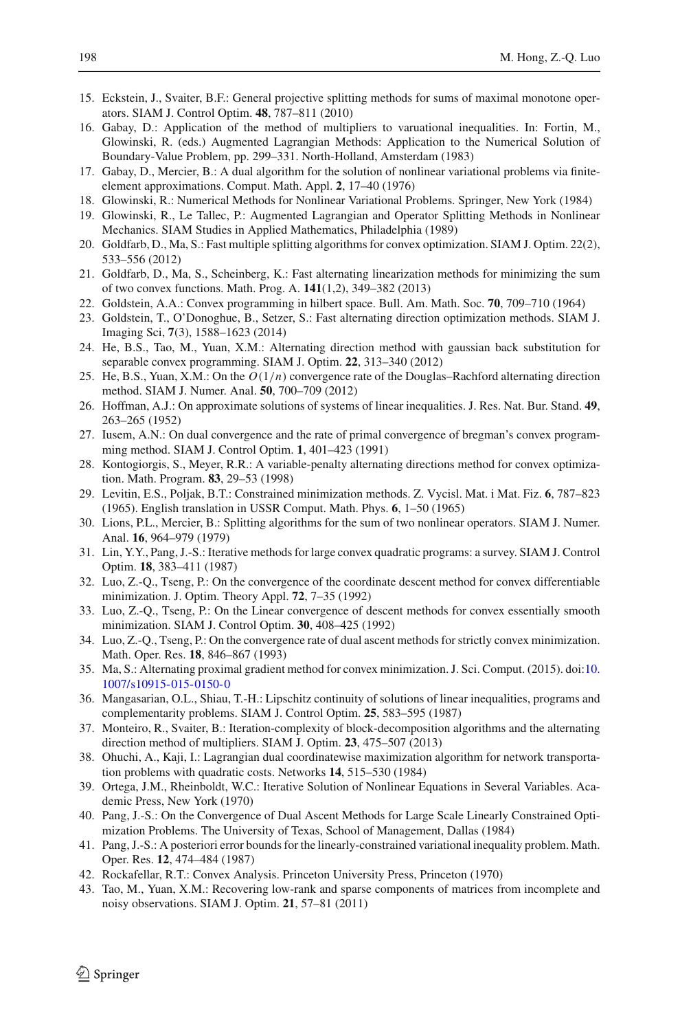15. Eckstein, J., Svaiter, B.F.: General projective splitting methods for sums of maximal monotone operators. SIAM J. Control Optim. **48**, 787–811 (2010)
16. Gabay, D.: Application of the method of multipliers to varuational inequalities. In: Fortin, M., Glowinski, R. (eds.) Augmented Lagrangian Methods: Application to the Numerical Solution of Boundary-Value Problem, pp. 299–331. North-Holland, Amsterdam (1983)
17. Gabay, D., Mercier, B.: A dual algorithm for the solution of nonlinear variational problems via finite-element approximations. Comput. Math. Appl. **2**, 17–40 (1976)
18. Glowinski, R.: Numerical Methods for Nonlinear Variational Problems. Springer, New York (1984)
19. Glowinski, R., Le Tallec, P.: Augmented Lagrangian and Operator Splitting Methods in Nonlinear Mechanics. SIAM Studies in Applied Mathematics, Philadelphia (1989)
20. Goldfarb, D., Ma, S.: Fast multiple splitting algorithms for convex optimization. SIAM J. Optim. 22(2), 533–556 (2012)
21. Goldfarb, D., Ma, S., Scheinberg, K.: Fast alternating linearization methods for minimizing the sum of two convex functions. Math. Prog. A. **141**(1,2), 349–382 (2013)
22. Goldstein, A.A.: Convex programming in hilbert space. Bull. Am. Math. Soc. **70**, 709–710 (1964)
23. Goldstein, T., O'Donoghue, B., Setzer, S.: Fast alternating direction optimization methods. SIAM J. Imaging Sci, **7**(3), 1588–1623 (2014)
24. He, B.S., Tao, M., Yuan, X.M.: Alternating direction method with gaussian back substitution for separable convex programming. SIAM J. Optim. **22**, 313–340 (2012)
25. He, B.S., Yuan, X.M.: On the $O(1/n)$ convergence rate of the Douglas–Rachford alternating direction method. SIAM J. Numer. Anal. **50**, 700–709 (2012)
26. Hoffman, A.J.: On approximate solutions of systems of linear inequalities. J. Res. Nat. Bur. Stand. **49**, 263–265 (1952)
27. Iusem, A.N.: On dual convergence and the rate of primal convergence of bregman's convex programming method. SIAM J. Control Optim. **1**, 401–423 (1991)
28. Kontogiorgis, S., Meyer, R.R.: A variable-penalty alternating directions method for convex optimization. Math. Program. **83**, 29–53 (1998)
29. Levitin, E.S., Poljak, B.T.: Constrained minimization methods. Z. Vycisl. Mat. i Mat. Fiz. **6**, 787–823 (1965). English translation in USSR Comput. Math. Phys. **6**, 1–50 (1965)
30. Lions, P.L., Mercier, B.: Splitting algorithms for the sum of two nonlinear operators. SIAM J. Numer. Anal. **16**, 964–979 (1979)
31. Lin, Y.Y., Pang, J.-S.: Iterative methods for large convex quadratic programs: a survey. SIAM J. Control Optim. **18**, 383–411 (1987)
32. Luo, Z.-Q., Tseng, P.: On the convergence of the coordinate descent method for convex differentiable minimization. J. Optim. Theory Appl. **72**, 7–35 (1992)
33. Luo, Z.-Q., Tseng, P.: On the Linear convergence of descent methods for convex essentially smooth minimization. SIAM J. Control Optim. **30**, 408–425 (1992)
34. Luo, Z.-Q., Tseng, P.: On the convergence rate of dual ascent methods for strictly convex minimization. Math. Oper. Res. **18**, 846–867 (1993)
35. Ma, S.: Alternating proximal gradient method for convex minimization. J. Sci. Comput. (2015). doi:10.1007/s10915-015-0150-0
36. Mangasarian, O.L., Shiau, T.-H.: Lipschitz continuity of solutions of linear inequalities, programs and complementarity problems. SIAM J. Control Optim. **25**, 583–595 (1987)
37. Monteiro, R., Svaiter, B.: Iteration-complexity of block-decomposition algorithms and the alternating direction method of multipliers. SIAM J. Optim. **23**, 475–507 (2013)
38. Ohuchi, A., Kaji, I.: Lagrangian dual coordinatewise maximization algorithm for network transportation problems with quadratic costs. Networks **14**, 515–530 (1984)
39. Ortega, J.M., Rheinboldt, W.C.: Iterative Solution of Nonlinear Equations in Several Variables. Academic Press, New York (1970)
40. Pang, J.-S.: On the Convergence of Dual Ascent Methods for Large Scale Linearly Constrained Optimization Problems. The University of Texas, School of Management, Dallas (1984)
41. Pang, J.-S.: A posteriori error bounds for the linearly-constrained variational inequality problem. Math. Oper. Res. **12**, 474–484 (1987)
42. Rockafellar, R.T.: Convex Analysis. Princeton University Press, Princeton (1970)
43. Tao, M., Yuan, X.M.: Recovering low-rank and sparse components of matrices from incomplete and noisy observations. SIAM J. Optim. **21**, 57–81 (2011)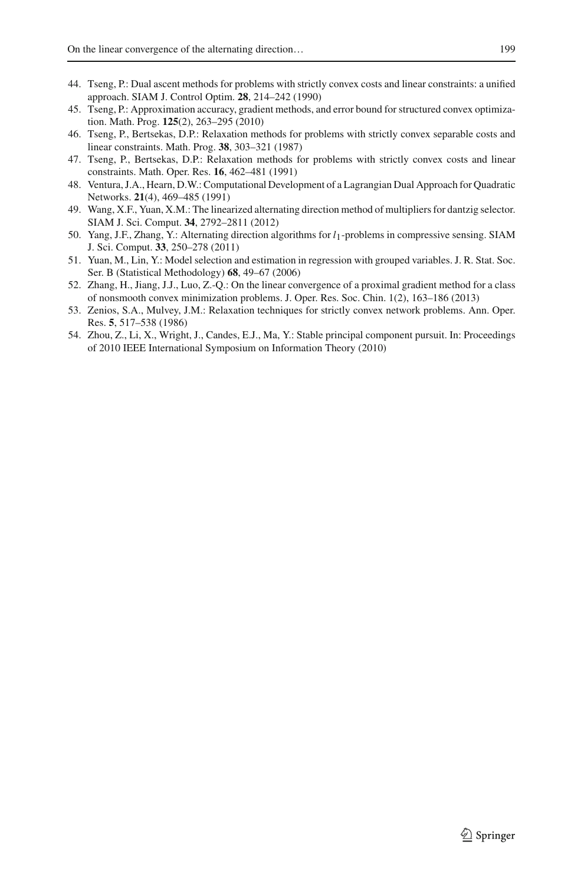44. Tseng, P.: Dual ascent methods for problems with strictly convex costs and linear constraints: a unified approach. SIAM J. Control Optim. **28**, 214–242 (1990)
45. Tseng, P.: Approximation accuracy, gradient methods, and error bound for structured convex optimization. Math. Prog. **125**(2), 263–295 (2010)
46. Tseng, P., Bertsekas, D.P.: Relaxation methods for problems with strictly convex separable costs and linear constraints. Math. Prog. **38**, 303–321 (1987)
47. Tseng, P., Bertsekas, D.P.: Relaxation methods for problems with strictly convex costs and linear constraints. Math. Oper. Res. **16**, 462–481 (1991)
48. Ventura, J.A., Hearn, D.W.: Computational Development of a Lagrangian Dual Approach for Quadratic Networks. **21**(4), 469–485 (1991)
49. Wang, X.F., Yuan, X.M.: The linearized alternating direction method of multipliers for dantzig selector. SIAM J. Sci. Comput. **34**, 2792–2811 (2012)
50. Yang, J.F., Zhang, Y.: Alternating direction algorithms for $l_1$-problems in compressive sensing. SIAM J. Sci. Comput. **33**, 250–278 (2011)
51. Yuan, M., Lin, Y.: Model selection and estimation in regression with grouped variables. J. R. Stat. Soc. Ser. B (Statistical Methodology) **68**, 49–67 (2006)
52. Zhang, H., Jiang, J.J., Luo, Z.-Q.: On the linear convergence of a proximal gradient method for a class of nonsmooth convex minimization problems. J. Oper. Res. Soc. Chin. 1(2), 163–186 (2013)
53. Zenios, S.A., Mulvey, J.M.: Relaxation techniques for strictly convex network problems. Ann. Oper. Res. **5**, 517–538 (1986)
54. Zhou, Z., Li, X., Wright, J., Candes, E.J., Ma, Y.: Stable principal component pursuit. In: Proceedings of 2010 IEEE International Symposium on Information Theory (2010)